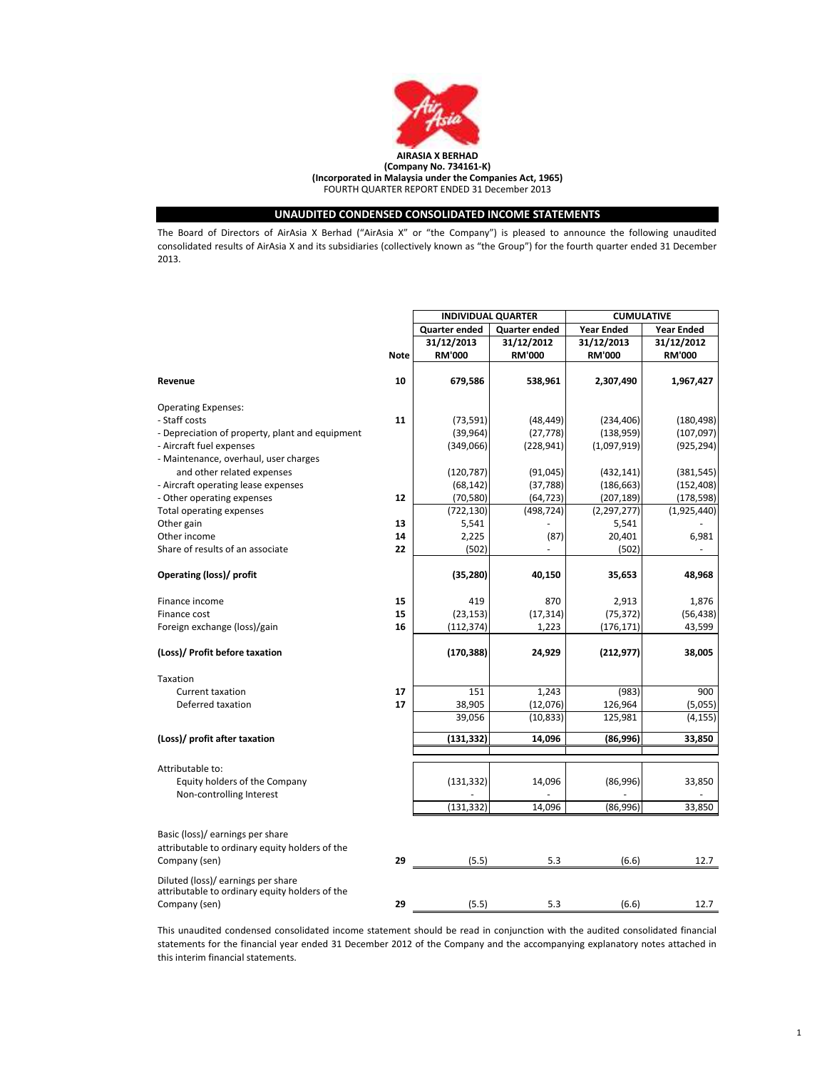**AIRASIA X BERHAD**
**(Company No. 734161-K)**
**(Incorporated in Malaysia under the Companies Act, 1965)**
FOURTH QUARTER REPORT ENDED 31 December 2013

## UNAUDITED CONDENSED CONSOLIDATED INCOME STATEMENTS

The Board of Directors of AirAsia X Berhad ("AirAsia X" or "the Company") is pleased to announce the following unaudited consolidated results of AirAsia X and its subsidiaries (collectively known as "the Group") for the fourth quarter ended 31 December 2013.

| | | INDIVIDUAL QUARTER | | CUMULATIVE | |
|---|---|---|---|---|---|
| | | Quarter ended | Quarter ended | Year Ended | Year Ended |
| | | 31/12/2013 | 31/12/2012 | 31/12/2013 | 31/12/2012 |
| | Note | RM'000 | RM'000 | RM'000 | RM'000 |
| **Revenue** | 10 | **679,586** | **538,961** | **2,307,490** | **1,967,427** |
| Operating Expenses: | | | | | |
| - Staff costs | 11 | (73,591) | (48,449) | (234,406) | (180,498) |
| - Depreciation of property, plant and equipment | | (39,964) | (27,778) | (138,959) | (107,097) |
| - Aircraft fuel expenses | | (349,066) | (228,941) | (1,097,919) | (925,294) |
| - Maintenance, overhaul, user charges and other related expenses | | (120,787) | (91,045) | (432,141) | (381,545) |
| - Aircraft operating lease expenses | | (68,142) | (37,788) | (186,663) | (152,408) |
| - Other operating expenses | 12 | (70,580) | (64,723) | (207,189) | (178,598) |
| Total operating expenses | | (722,130) | (498,724) | (2,297,277) | (1,925,440) |
| Other gain | 13 | 5,541 | - | 5,541 | - |
| Other income | 14 | 2,225 | (87) | 20,401 | 6,981 |
| Share of results of an associate | 22 | (502) | - | (502) | - |
| **Operating (loss)/ profit** | | **(35,280)** | **40,150** | **35,653** | **48,968** |
| Finance income | 15 | 419 | 870 | 2,913 | 1,876 |
| Finance cost | 15 | (23,153) | (17,314) | (75,372) | (56,438) |
| Foreign exchange (loss)/gain | 16 | (112,374) | 1,223 | (176,171) | 43,599 |
| **(Loss)/ Profit before taxation** | | **(170,388)** | **24,929** | **(212,977)** | **38,005** |
| Taxation | | | | | |
| Current taxation | 17 | 151 | 1,243 | (983) | 900 |
| Deferred taxation | 17 | 38,905 | (12,076) | 126,964 | (5,055) |
| | | 39,056 | (10,833) | 125,981 | (4,155) |
| **(Loss)/ profit after taxation** | | **(131,332)** | **14,096** | **(86,996)** | **33,850** |
| Attributable to: | | | | | |
| Equity holders of the Company | | (131,332) | 14,096 | (86,996) | 33,850 |
| Non-controlling Interest | | - | - | - | - |
| | | (131,332) | 14,096 | (86,996) | 33,850 |
| Basic (loss)/ earnings per share attributable to ordinary equity holders of the Company (sen) | 29 | (5.5) | 5.3 | (6.6) | 12.7 |
| Diluted (loss)/ earnings per share attributable to ordinary equity holders of the Company (sen) | 29 | (5.5) | 5.3 | (6.6) | 12.7 |

This unaudited condensed consolidated income statement should be read in conjunction with the audited consolidated financial statements for the financial year ended 31 December 2012 of the Company and the accompanying explanatory notes attached in this interim financial statements.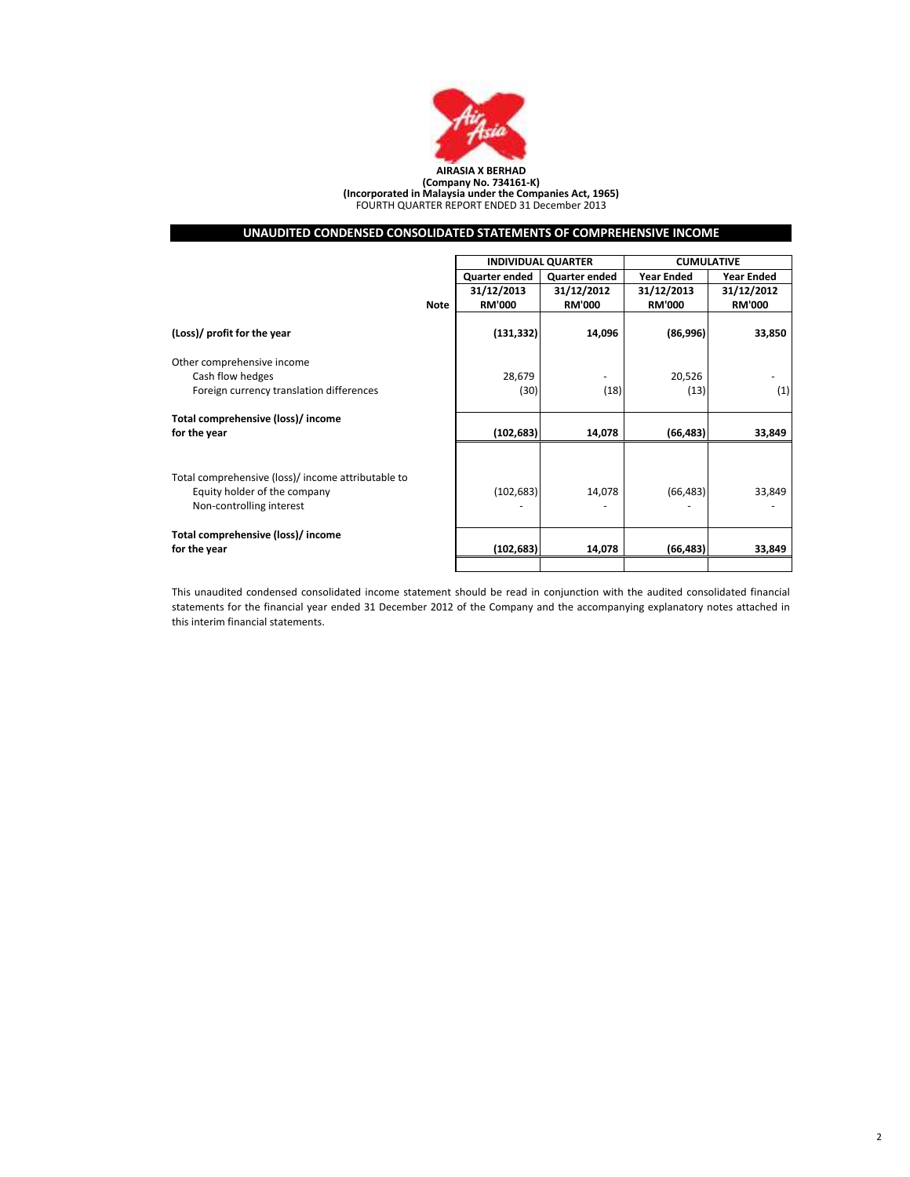**AIRASIA X BERHAD**
**(Company No. 734161-K)**
**(Incorporated in Malaysia under the Companies Act, 1965)**
FOURTH QUARTER REPORT ENDED 31 December 2013

## UNAUDITED CONDENSED CONSOLIDATED STATEMENTS OF COMPREHENSIVE INCOME

| | | INDIVIDUAL QUARTER | | CUMULATIVE | |
|---|---|---|---|---|---|
| | | Quarter ended | Quarter ended | Year Ended | Year Ended |
| | | 31/12/2013 | 31/12/2012 | 31/12/2013 | 31/12/2012 |
| | Note | RM'000 | RM'000 | RM'000 | RM'000 |
| **(Loss)/ profit for the year** | | **(131,332)** | **14,096** | **(86,996)** | **33,850** |
| Other comprehensive income | | | | | |
| Cash flow hedges | | 28,679 | - | 20,526 | - |
| Foreign currency translation differences | | (30) | (18) | (13) | (1) |
| **Total comprehensive (loss)/ income for the year** | | **(102,683)** | **14,078** | **(66,483)** | **33,849** |
| Total comprehensive (loss)/ income attributable to | | | | | |
| Equity holder of the company | | (102,683) | 14,078 | (66,483) | 33,849 |
| Non-controlling interest | | - | - | - | - |
| **Total comprehensive (loss)/ income for the year** | | **(102,683)** | **14,078** | **(66,483)** | **33,849** |

This unaudited condensed consolidated income statement should be read in conjunction with the audited consolidated financial statements for the financial year ended 31 December 2012 of the Company and the accompanying explanatory notes attached in this interim financial statements.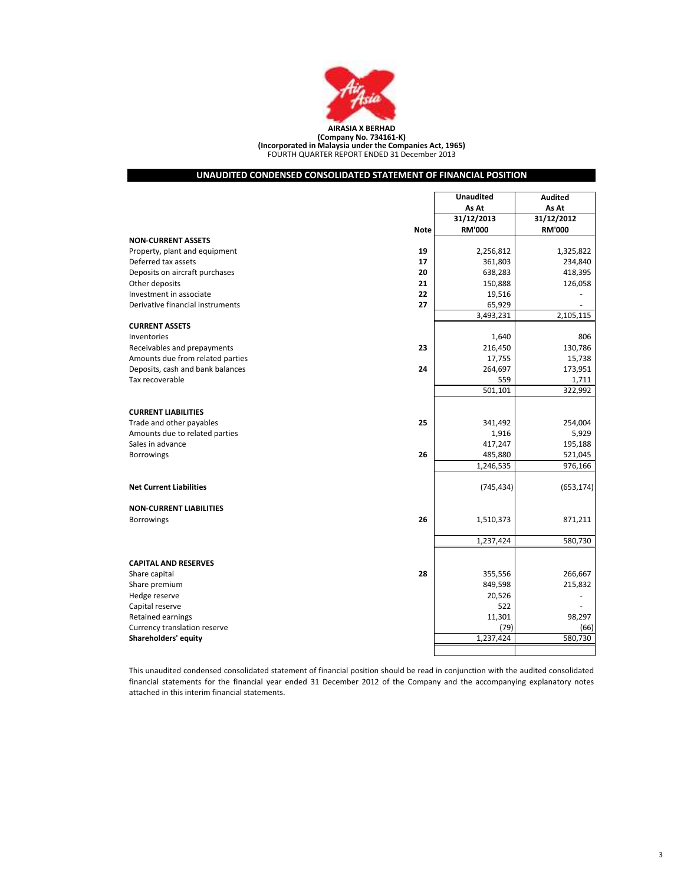**AIRASIA X BERHAD**
**(Company No. 734161-K)**
**(Incorporated in Malaysia under the Companies Act, 1965)**
FOURTH QUARTER REPORT ENDED 31 December 2013

## UNAUDITED CONDENSED CONSOLIDATED STATEMENT OF FINANCIAL POSITION

| | Note | Unaudited As At 31/12/2013 RM'000 | Audited As At 31/12/2012 RM'000 |
|---|---|---|---|
| **NON-CURRENT ASSETS** | | | |
| Property, plant and equipment | 19 | 2,256,812 | 1,325,822 |
| Deferred tax assets | 17 | 361,803 | 234,840 |
| Deposits on aircraft purchases | 20 | 638,283 | 418,395 |
| Other deposits | 21 | 150,888 | 126,058 |
| Investment in associate | 22 | 19,516 | - |
| Derivative financial instruments | 27 | 65,929 | - |
| | | 3,493,231 | 2,105,115 |
| **CURRENT ASSETS** | | | |
| Inventories | | 1,640 | 806 |
| Receivables and prepayments | 23 | 216,450 | 130,786 |
| Amounts due from related parties | | 17,755 | 15,738 |
| Deposits, cash and bank balances | 24 | 264,697 | 173,951 |
| Tax recoverable | | 559 | 1,711 |
| | | 501,101 | 322,992 |
| **CURRENT LIABILITIES** | | | |
| Trade and other payables | 25 | 341,492 | 254,004 |
| Amounts due to related parties | | 1,916 | 5,929 |
| Sales in advance | | 417,247 | 195,188 |
| Borrowings | 26 | 485,880 | 521,045 |
| | | 1,246,535 | 976,166 |
| **Net Current Liabilities** | | (745,434) | (653,174) |
| **NON-CURRENT LIABILITIES** | | | |
| Borrowings | 26 | 1,510,373 | 871,211 |
| | | 1,237,424 | 580,730 |
| **CAPITAL AND RESERVES** | | | |
| Share capital | 28 | 355,556 | 266,667 |
| Share premium | | 849,598 | 215,832 |
| Hedge reserve | | 20,526 | - |
| Capital reserve | | 522 | - |
| Retained earnings | | 11,301 | 98,297 |
| Currency translation reserve | | (79) | (66) |
| **Shareholders' equity** | | 1,237,424 | 580,730 |

This unaudited condensed consolidated statement of financial position should be read in conjunction with the audited consolidated financial statements for the financial year ended 31 December 2012 of the Company and the accompanying explanatory notes attached in this interim financial statements.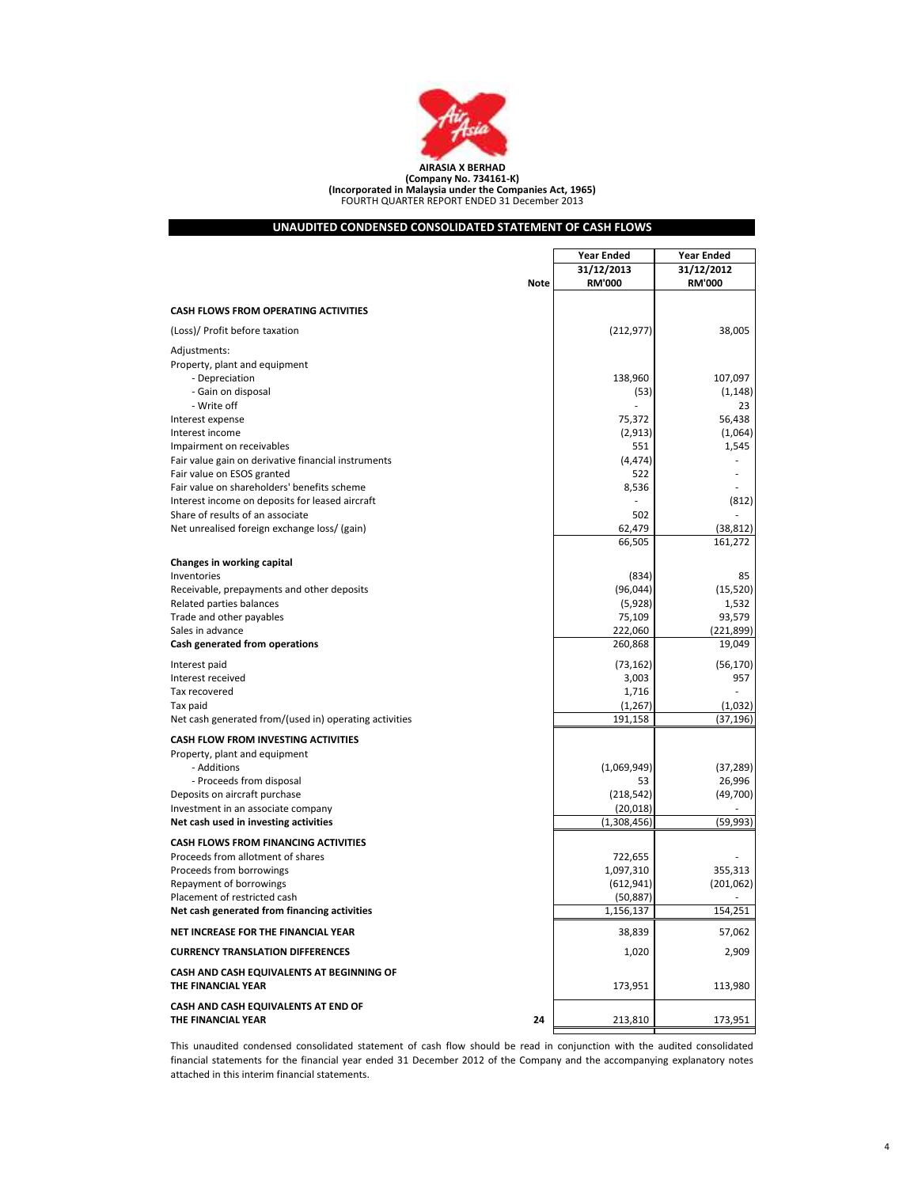**AIRASIA X BERHAD**
**(Company No. 734161-K)**
**(Incorporated in Malaysia under the Companies Act, 1965)**
FOURTH QUARTER REPORT ENDED 31 December 2013

## UNAUDITED CONDENSED CONSOLIDATED STATEMENT OF CASH FLOWS

| | Note | Year Ended 31/12/2013 RM'000 | Year Ended 31/12/2012 RM'000 |
|---|---|---|---|
| **CASH FLOWS FROM OPERATING ACTIVITIES** | | | |
| (Loss)/ Profit before taxation | | (212,977) | 38,005 |
| Adjustments: | | | |
| Property, plant and equipment | | | |
| - Depreciation | | 138,960 | 107,097 |
| - Gain on disposal | | (53) | (1,148) |
| - Write off | | - | 23 |
| Interest expense | | 75,372 | 56,438 |
| Interest income | | (2,913) | (1,064) |
| Impairment on receivables | | 551 | 1,545 |
| Fair value gain on derivative financial instruments | | (4,474) | - |
| Fair value on ESOS granted | | 522 | - |
| Fair value on shareholders' benefits scheme | | 8,536 | - |
| Interest income on deposits for leased aircraft | | - | (812) |
| Share of results of an associate | | 502 | - |
| Net unrealised foreign exchange loss/ (gain) | | 62,479 | (38,812) |
| | | 66,505 | 161,272 |
| **Changes in working capital** | | | |
| Inventories | | (834) | 85 |
| Receivable, prepayments and other deposits | | (96,044) | (15,520) |
| Related parties balances | | (5,928) | 1,532 |
| Trade and other payables | | 75,109 | 93,579 |
| Sales in advance | | 222,060 | (221,899) |
| **Cash generated from operations** | | 260,868 | 19,049 |
| Interest paid | | (73,162) | (56,170) |
| Interest received | | 3,003 | 957 |
| Tax recovered | | 1,716 | - |
| Tax paid | | (1,267) | (1,032) |
| Net cash generated from/(used in) operating activities | | 191,158 | (37,196) |
| **CASH FLOW FROM INVESTING ACTIVITIES** | | | |
| Property, plant and equipment | | | |
| - Additions | | (1,069,949) | (37,289) |
| - Proceeds from disposal | | 53 | 26,996 |
| Deposits on aircraft purchase | | (218,542) | (49,700) |
| Investment in an associate company | | (20,018) | - |
| **Net cash used in investing activities** | | (1,308,456) | (59,993) |
| **CASH FLOWS FROM FINANCING ACTIVITIES** | | | |
| Proceeds from allotment of shares | | 722,655 | - |
| Proceeds from borrowings | | 1,097,310 | 355,313 |
| Repayment of borrowings | | (612,941) | (201,062) |
| Placement of restricted cash | | (50,887) | - |
| **Net cash generated from financing activities** | | 1,156,137 | 154,251 |
| **NET INCREASE FOR THE FINANCIAL YEAR** | | 38,839 | 57,062 |
| **CURRENCY TRANSLATION DIFFERENCES** | | 1,020 | 2,909 |
| **CASH AND CASH EQUIVALENTS AT BEGINNING OF THE FINANCIAL YEAR** | | 173,951 | 113,980 |
| **CASH AND CASH EQUIVALENTS AT END OF THE FINANCIAL YEAR** | 24 | 213,810 | 173,951 |

This unaudited condensed consolidated statement of cash flow should be read in conjunction with the audited consolidated financial statements for the financial year ended 31 December 2012 of the Company and the accompanying explanatory notes attached in this interim financial statements.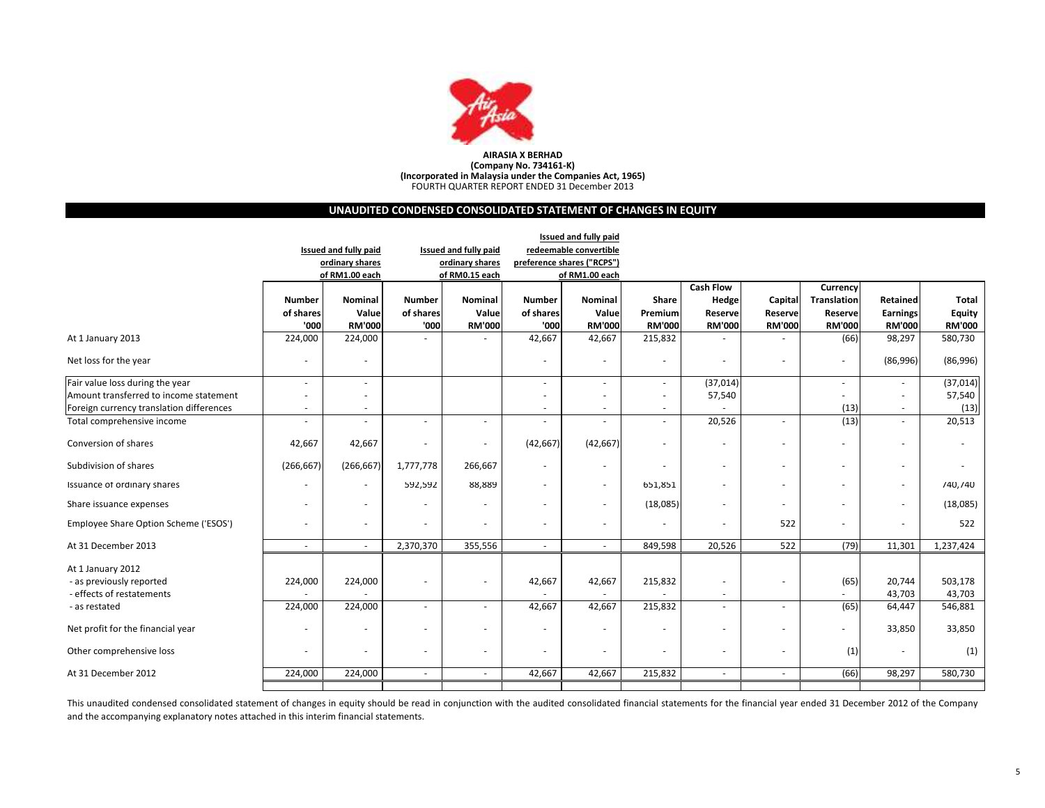**AIRASIA X BERHAD**
**(Company No. 734161-K)**
**(Incorporated in Malaysia under the Companies Act, 1965)**
FOURTH QUARTER REPORT ENDED 31 December 2013

## UNAUDITED CONDENSED CONSOLIDATED STATEMENT OF CHANGES IN EQUITY

| | Issued and fully paid ordinary shares of RM1.00 each | | Issued and fully paid ordinary shares of RM0.15 each | | Issued and fully paid redeemable convertible preference shares ("RCPS") of RM1.00 each | | | | | | | |
|---|---|---|---|---|---|---|---|---|---|---|---|---|
| | Number of shares '000 | Nominal Value RM'000 | Number of shares '000 | Nominal Value RM'000 | Number of shares '000 | Nominal Value RM'000 | Share Premium RM'000 | Cash Flow Hedge Reserve RM'000 | Capital Reserve RM'000 | Currency Translation Reserve RM'000 | Retained Earnings RM'000 | Total Equity RM'000 |
| At 1 January 2013 | 224,000 | 224,000 | - | - | 42,667 | 42,667 | 215,832 | - | - | (66) | 98,297 | 580,730 |
| Net loss for the year | - | - | | | - | - | - | - | - | - | (86,996) | (86,996) |
| Fair value loss during the year | - | - | | | - | - | - | (37,014) | | - | - | (37,014) |
| Amount transferred to income statement | - | - | | | - | - | - | 57,540 | | - | - | 57,540 |
| Foreign currency translation differences | - | - | | | - | - | - | - | | (13) | - | (13) |
| Total comprehensive income | - | - | - | - | - | - | - | 20,526 | - | (13) | - | 20,513 |
| Conversion of shares | 42,667 | 42,667 | - | - | (42,667) | (42,667) | - | - | - | - | - | - |
| Subdivision of shares | (266,667) | (266,667) | 1,777,778 | 266,667 | - | - | - | - | - | - | - | - |
| Issuance of ordinary shares | - | - | 592,592 | 88,889 | - | - | 651,851 | - | - | - | - | 740,740 |
| Share issuance expenses | - | - | - | - | - | - | (18,085) | - | - | - | - | (18,085) |
| Employee Share Option Scheme ('ESOS') | - | - | - | - | - | - | - | - | 522 | - | - | 522 |
| At 31 December 2013 | - | - | 2,370,370 | 355,556 | - | - | 849,598 | 20,526 | 522 | (79) | 11,301 | 1,237,424 |
| At 1 January 2012 | | | | | | | | | | | | |
| - as previously reported | 224,000 | 224,000 | - | - | 42,667 | 42,667 | 215,832 | - | - | (65) | 20,744 | 503,178 |
| - effects of restatements | - | - | | | - | - | - | - | | - | 43,703 | 43,703 |
| - as restated | 224,000 | 224,000 | - | - | 42,667 | 42,667 | 215,832 | - | - | (65) | 64,447 | 546,881 |
| Net profit for the financial year | - | - | - | - | - | - | - | - | - | - | 33,850 | 33,850 |
| Other comprehensive loss | - | - | - | - | - | - | - | - | - | (1) | - | (1) |
| At 31 December 2012 | 224,000 | 224,000 | - | - | 42,667 | 42,667 | 215,832 | - | - | (66) | 98,297 | 580,730 |

This unaudited condensed consolidated statement of changes in equity should be read in conjunction with the audited consolidated financial statements for the financial year ended 31 December 2012 of the Company and the accompanying explanatory notes attached in this interim financial statements.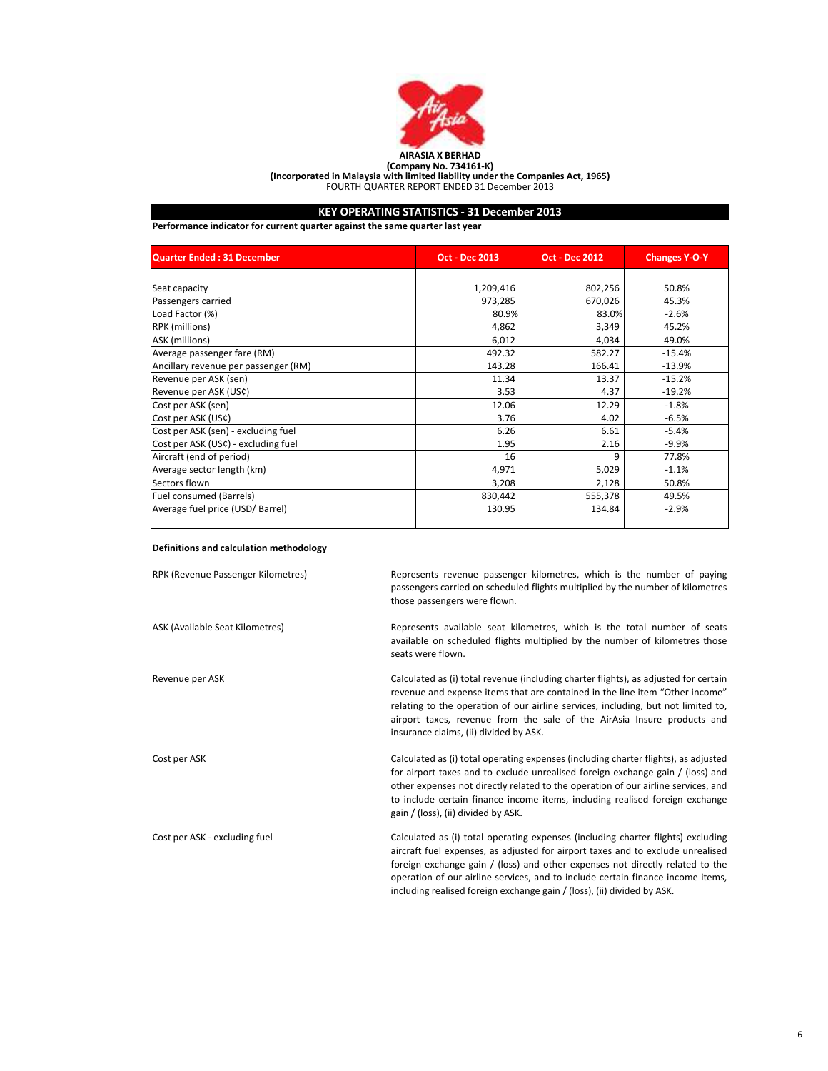**AIRASIA X BERHAD**
**(Company No. 734161-K)**
**(Incorporated in Malaysia with limited liability under the Companies Act, 1965)**
FOURTH QUARTER REPORT ENDED 31 December 2013

## KEY OPERATING STATISTICS - 31 December 2013

**Performance indicator for current quarter against the same quarter last year**

| Quarter Ended : 31 December | Oct - Dec 2013 | Oct - Dec 2012 | Changes Y-O-Y |
|---|---|---|---|
| Seat capacity | 1,209,416 | 802,256 | 50.8% |
| Passengers carried | 973,285 | 670,026 | 45.3% |
| Load Factor (%) | 80.9% | 83.0% | -2.6% |
| RPK (millions) | 4,862 | 3,349 | 45.2% |
| ASK (millions) | 6,012 | 4,034 | 49.0% |
| Average passenger fare (RM) | 492.32 | 582.27 | -15.4% |
| Ancillary revenue per passenger (RM) | 143.28 | 166.41 | -13.9% |
| Revenue per ASK (sen) | 11.34 | 13.37 | -15.2% |
| Revenue per ASK (US¢) | 3.53 | 4.37 | -19.2% |
| Cost per ASK (sen) | 12.06 | 12.29 | -1.8% |
| Cost per ASK (US¢) | 3.76 | 4.02 | -6.5% |
| Cost per ASK (sen) - excluding fuel | 6.26 | 6.61 | -5.4% |
| Cost per ASK (US¢) - excluding fuel | 1.95 | 2.16 | -9.9% |
| Aircraft (end of period) | 16 | 9 | 77.8% |
| Average sector length (km) | 4,971 | 5,029 | -1.1% |
| Sectors flown | 3,208 | 2,128 | 50.8% |
| Fuel consumed (Barrels) | 830,442 | 555,378 | 49.5% |
| Average fuel price (USD/ Barrel) | 130.95 | 134.84 | -2.9% |

**Definitions and calculation methodology**

RPK (Revenue Passenger Kilometres) — Represents revenue passenger kilometres, which is the number of paying passengers carried on scheduled flights multiplied by the number of kilometres those passengers were flown.

ASK (Available Seat Kilometres) — Represents available seat kilometres, which is the total number of seats available on scheduled flights multiplied by the number of kilometres those seats were flown.

Revenue per ASK — Calculated as (i) total revenue (including charter flights), as adjusted for certain revenue and expense items that are contained in the line item "Other income" relating to the operation of our airline services, including, but not limited to, airport taxes, revenue from the sale of the AirAsia Insure products and insurance claims, (ii) divided by ASK.

Cost per ASK — Calculated as (i) total operating expenses (including charter flights), as adjusted for airport taxes and to exclude unrealised foreign exchange gain / (loss) and other expenses not directly related to the operation of our airline services, and to include certain finance income items, including realised foreign exchange gain / (loss), (ii) divided by ASK.

Cost per ASK - excluding fuel — Calculated as (i) total operating expenses (including charter flights) excluding aircraft fuel expenses, as adjusted for airport taxes and to exclude unrealised foreign exchange gain / (loss) and other expenses not directly related to the operation of our airline services, and to include certain finance income items, including realised foreign exchange gain / (loss), (ii) divided by ASK.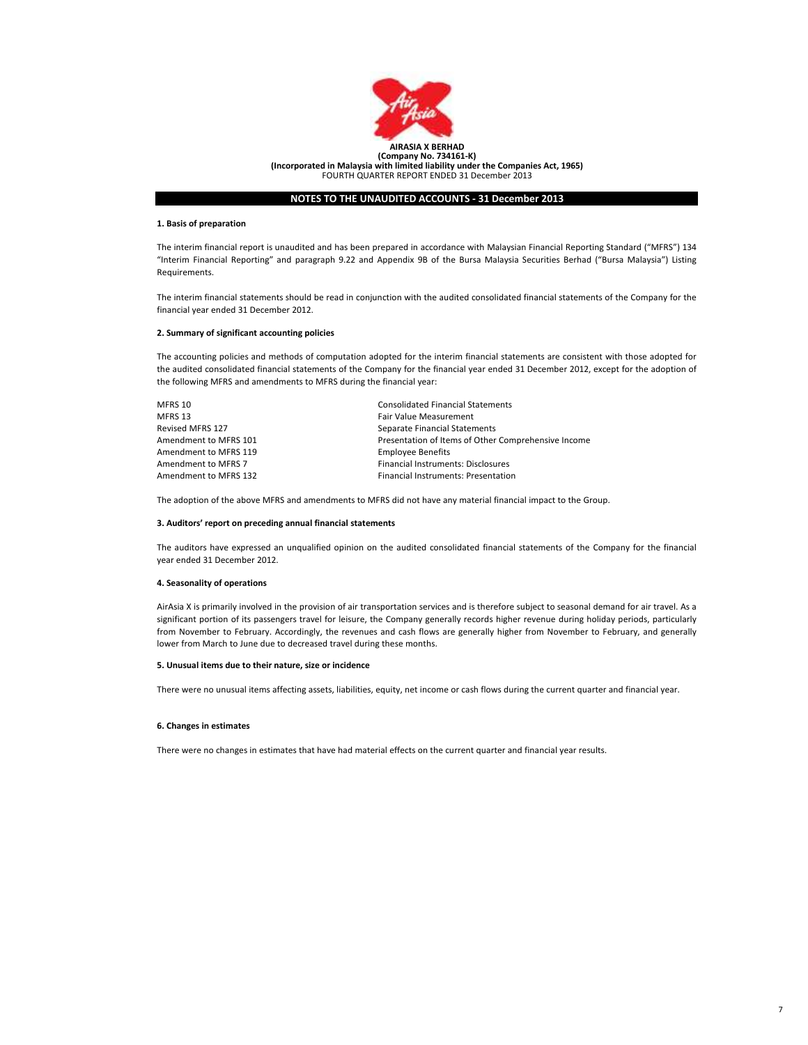**AIRASIA X BERHAD**
**(Company No. 734161-K)**
**(Incorporated in Malaysia with limited liability under the Companies Act, 1965)**
FOURTH QUARTER REPORT ENDED 31 December 2013

## NOTES TO THE UNAUDITED ACCOUNTS - 31 December 2013

### 1. Basis of preparation

The interim financial report is unaudited and has been prepared in accordance with Malaysian Financial Reporting Standard ("MFRS") 134 "Interim Financial Reporting" and paragraph 9.22 and Appendix 9B of the Bursa Malaysia Securities Berhad ("Bursa Malaysia") Listing Requirements.

The interim financial statements should be read in conjunction with the audited consolidated financial statements of the Company for the financial year ended 31 December 2012.

### 2. Summary of significant accounting policies

The accounting policies and methods of computation adopted for the interim financial statements are consistent with those adopted for the audited consolidated financial statements of the Company for the financial year ended 31 December 2012, except for the adoption of the following MFRS and amendments to MFRS during the financial year:

| | |
|---|---|
| MFRS 10 | Consolidated Financial Statements |
| MFRS 13 | Fair Value Measurement |
| Revised MFRS 127 | Separate Financial Statements |
| Amendment to MFRS 101 | Presentation of Items of Other Comprehensive Income |
| Amendment to MFRS 119 | Employee Benefits |
| Amendment to MFRS 7 | Financial Instruments: Disclosures |
| Amendment to MFRS 132 | Financial Instruments: Presentation |

The adoption of the above MFRS and amendments to MFRS did not have any material financial impact to the Group.

### 3. Auditors' report on preceding annual financial statements

The auditors have expressed an unqualified opinion on the audited consolidated financial statements of the Company for the financial year ended 31 December 2012.

### 4. Seasonality of operations

AirAsia X is primarily involved in the provision of air transportation services and is therefore subject to seasonal demand for air travel. As a significant portion of its passengers travel for leisure, the Company generally records higher revenue during holiday periods, particularly from November to February. Accordingly, the revenues and cash flows are generally higher from November to February, and generally lower from March to June due to decreased travel during these months.

### 5. Unusual items due to their nature, size or incidence

There were no unusual items affecting assets, liabilities, equity, net income or cash flows during the current quarter and financial year.

### 6. Changes in estimates

There were no changes in estimates that have had material effects on the current quarter and financial year results.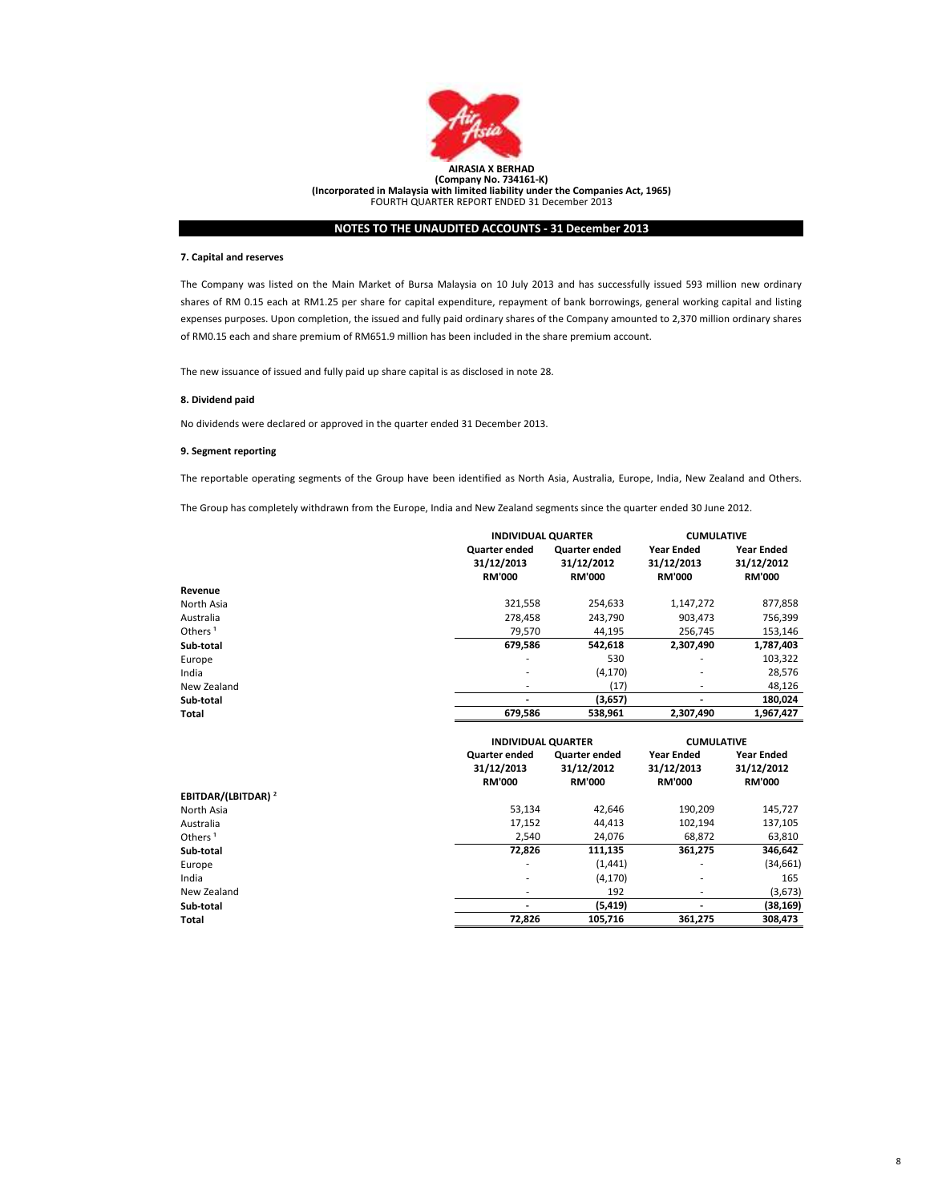**AIRASIA X BERHAD**
**(Company No. 734161-K)**
**(Incorporated in Malaysia with limited liability under the Companies Act, 1965)**
FOURTH QUARTER REPORT ENDED 31 December 2013

## NOTES TO THE UNAUDITED ACCOUNTS - 31 December 2013

### 7. Capital and reserves

The Company was listed on the Main Market of Bursa Malaysia on 10 July 2013 and has successfully issued 593 million new ordinary shares of RM 0.15 each at RM1.25 per share for capital expenditure, repayment of bank borrowings, general working capital and listing expenses purposes. Upon completion, the issued and fully paid ordinary shares of the Company amounted to 2,370 million ordinary shares of RM0.15 each and share premium of RM651.9 million has been included in the share premium account.

The new issuance of issued and fully paid up share capital is as disclosed in note 28.

### 8. Dividend paid

No dividends were declared or approved in the quarter ended 31 December 2013.

### 9. Segment reporting

The reportable operating segments of the Group have been identified as North Asia, Australia, Europe, India, New Zealand and Others.

The Group has completely withdrawn from the Europe, India and New Zealand segments since the quarter ended 30 June 2012.

| | INDIVIDUAL QUARTER | | CUMULATIVE | |
|---|---|---|---|---|
| | Quarter ended 31/12/2013 RM'000 | Quarter ended 31/12/2012 RM'000 | Year Ended 31/12/2013 RM'000 | Year Ended 31/12/2012 RM'000 |
| **Revenue** | | | | |
| North Asia | 321,558 | 254,633 | 1,147,272 | 877,858 |
| Australia | 278,458 | 243,790 | 903,473 | 756,399 |
| Others [1] | 79,570 | 44,195 | 256,745 | 153,146 |
| **Sub-total** | **679,586** | **542,618** | **2,307,490** | **1,787,403** |
| Europe | - | 530 | - | 103,322 |
| India | - | (4,170) | - | 28,576 |
| New Zealand | - | (17) | - | 48,126 |
| **Sub-total** | **-** | **(3,657)** | **-** | **180,024** |
| **Total** | **679,586** | **538,961** | **2,307,490** | **1,967,427** |

| | INDIVIDUAL QUARTER | | CUMULATIVE | |
|---|---|---|---|---|
| | Quarter ended 31/12/2013 RM'000 | Quarter ended 31/12/2012 RM'000 | Year Ended 31/12/2013 RM'000 | Year Ended 31/12/2012 RM'000 |
| **EBITDAR/(LBITDAR) [2]** | | | | |
| North Asia | 53,134 | 42,646 | 190,209 | 145,727 |
| Australia | 17,152 | 44,413 | 102,194 | 137,105 |
| Others [1] | 2,540 | 24,076 | 68,872 | 63,810 |
| **Sub-total** | **72,826** | **111,135** | **361,275** | **346,642** |
| Europe | - | (1,441) | - | (34,661) |
| India | - | (4,170) | - | 165 |
| New Zealand | - | 192 | - | (3,673) |
| **Sub-total** | **-** | **(5,419)** | **-** | **(38,169)** |
| **Total** | **72,826** | **105,716** | **361,275** | **308,473** |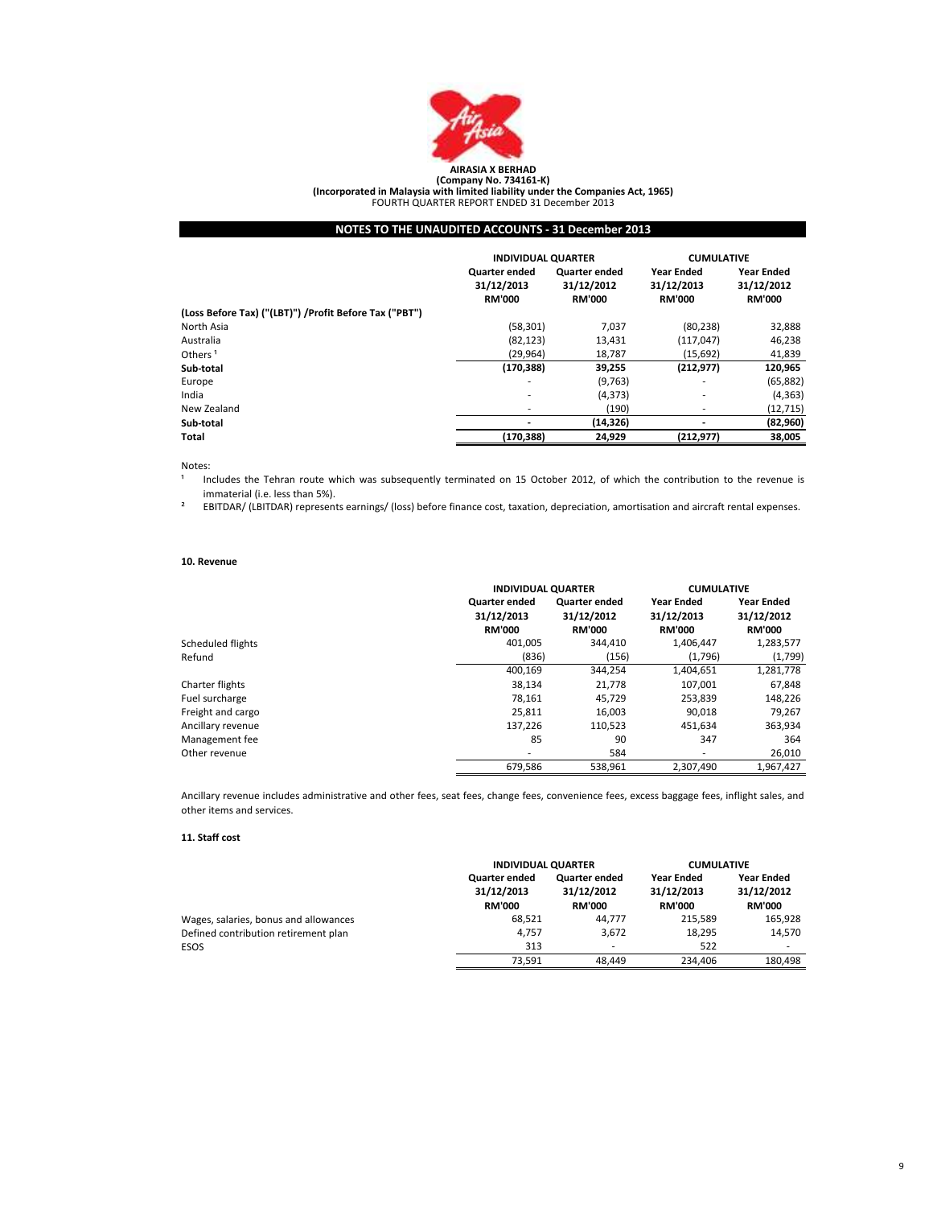**AIRASIA X BERHAD**
**(Company No. 734161-K)**
**(Incorporated in Malaysia with limited liability under the Companies Act, 1965)**
FOURTH QUARTER REPORT ENDED 31 December 2013

## NOTES TO THE UNAUDITED ACCOUNTS - 31 December 2013

| | INDIVIDUAL QUARTER | | CUMULATIVE | |
|---|---|---|---|---|
| | Quarter ended 31/12/2013 RM'000 | Quarter ended 31/12/2012 RM'000 | Year Ended 31/12/2013 RM'000 | Year Ended 31/12/2012 RM'000 |
| **(Loss Before Tax) ("(LBT)") /Profit Before Tax ("PBT")** | | | | |
| North Asia | (58,301) | 7,037 | (80,238) | 32,888 |
| Australia | (82,123) | 13,431 | (117,047) | 46,238 |
| Others [1] | (29,964) | 18,787 | (15,692) | 41,839 |
| **Sub-total** | **(170,388)** | **39,255** | **(212,977)** | **120,965** |
| Europe | - | (9,763) | - | (65,882) |
| India | - | (4,373) | - | (4,363) |
| New Zealand | - | (190) | - | (12,715) |
| **Sub-total** | **-** | **(14,326)** | **-** | **(82,960)** |
| **Total** | **(170,388)** | **24,929** | **(212,977)** | **38,005** |

Notes:

[1] Includes the Tehran route which was subsequently terminated on 15 October 2012, of which the contribution to the revenue is immaterial (i.e. less than 5%).

[2] EBITDAR/ (LBITDAR) represents earnings/ (loss) before finance cost, taxation, depreciation, amortisation and aircraft rental expenses.

### 10. Revenue

| | INDIVIDUAL QUARTER | | CUMULATIVE | |
|---|---|---|---|---|
| | Quarter ended 31/12/2013 RM'000 | Quarter ended 31/12/2012 RM'000 | Year Ended 31/12/2013 RM'000 | Year Ended 31/12/2012 RM'000 |
| Scheduled flights | 401,005 | 344,410 | 1,406,447 | 1,283,577 |
| Refund | (836) | (156) | (1,796) | (1,799) |
| | 400,169 | 344,254 | 1,404,651 | 1,281,778 |
| Charter flights | 38,134 | 21,778 | 107,001 | 67,848 |
| Fuel surcharge | 78,161 | 45,729 | 253,839 | 148,226 |
| Freight and cargo | 25,811 | 16,003 | 90,018 | 79,267 |
| Ancillary revenue | 137,226 | 110,523 | 451,634 | 363,934 |
| Management fee | 85 | 90 | 347 | 364 |
| Other revenue | - | 584 | - | 26,010 |
| | 679,586 | 538,961 | 2,307,490 | 1,967,427 |

Ancillary revenue includes administrative and other fees, seat fees, change fees, convenience fees, excess baggage fees, inflight sales, and other items and services.

### 11. Staff cost

| | INDIVIDUAL QUARTER | | CUMULATIVE | |
|---|---|---|---|---|
| | Quarter ended 31/12/2013 RM'000 | Quarter ended 31/12/2012 RM'000 | Year Ended 31/12/2013 RM'000 | Year Ended 31/12/2012 RM'000 |
| Wages, salaries, bonus and allowances | 68,521 | 44,777 | 215,589 | 165,928 |
| Defined contribution retirement plan | 4,757 | 3,672 | 18,295 | 14,570 |
| ESOS | 313 | - | 522 | - |
| | 73,591 | 48,449 | 234,406 | 180,498 |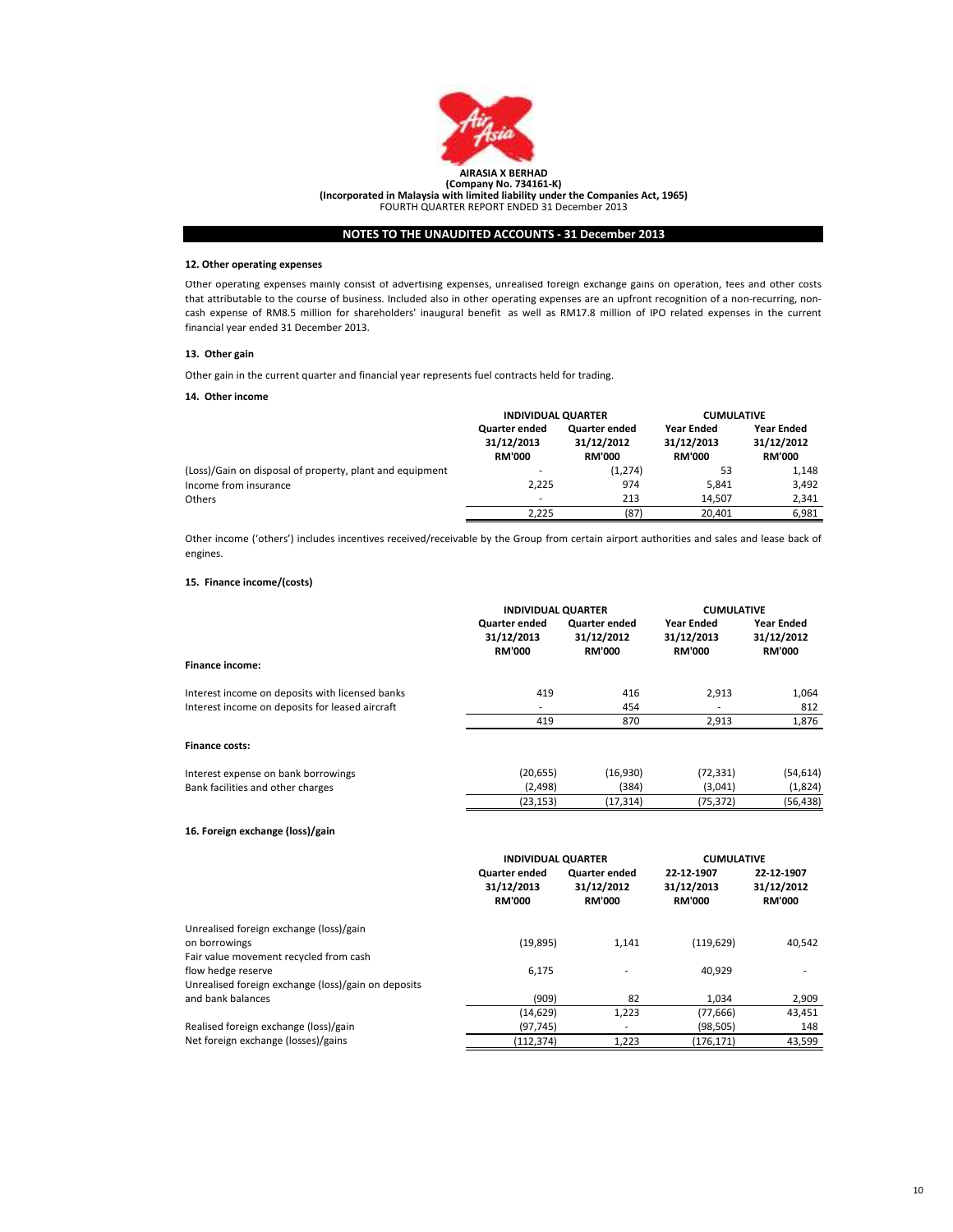**AIRASIA X BERHAD**
**(Company No. 734161-K)**
**(Incorporated in Malaysia with limited liability under the Companies Act, 1965)**
FOURTH QUARTER REPORT ENDED 31 December 2013

## NOTES TO THE UNAUDITED ACCOUNTS - 31 December 2013

### 12. Other operating expenses

Other operating expenses mainly consist of advertising expenses, unrealised foreign exchange gains on operation, fees and other costs that attributable to the course of business. Included also in other operating expenses are an upfront recognition of a non-recurring, non-cash expense of RM8.5 million for shareholders' inaugural benefit as well as RM17.8 million of IPO related expenses in the current financial year ended 31 December 2013.

### 13. Other gain

Other gain in the current quarter and financial year represents fuel contracts held for trading.

### 14. Other income

| | INDIVIDUAL QUARTER | | CUMULATIVE | |
|---|---|---|---|---|
| | Quarter ended 31/12/2013 RM'000 | Quarter ended 31/12/2012 RM'000 | Year Ended 31/12/2013 RM'000 | Year Ended 31/12/2012 RM'000 |
| (Loss)/Gain on disposal of property, plant and equipment | - | (1,274) | 53 | 1,148 |
| Income from insurance | 2,225 | 974 | 5,841 | 3,492 |
| Others | - | 213 | 14,507 | 2,341 |
| | 2,225 | (87) | 20,401 | 6,981 |

Other income ('others') includes incentives received/receivable by the Group from certain airport authorities and sales and lease back of engines.

### 15. Finance income/(costs)

| | INDIVIDUAL QUARTER | | CUMULATIVE | |
|---|---|---|---|---|
| | Quarter ended 31/12/2013 RM'000 | Quarter ended 31/12/2012 RM'000 | Year Ended 31/12/2013 RM'000 | Year Ended 31/12/2012 RM'000 |
| **Finance income:** | | | | |
| Interest income on deposits with licensed banks | 419 | 416 | 2,913 | 1,064 |
| Interest income on deposits for leased aircraft | - | 454 | - | 812 |
| | 419 | 870 | 2,913 | 1,876 |
| **Finance costs:** | | | | |
| Interest expense on bank borrowings | (20,655) | (16,930) | (72,331) | (54,614) |
| Bank facilities and other charges | (2,498) | (384) | (3,041) | (1,824) |
| | (23,153) | (17,314) | (75,372) | (56,438) |

### 16. Foreign exchange (loss)/gain

| | INDIVIDUAL QUARTER | | CUMULATIVE | |
|---|---|---|---|---|
| | Quarter ended 31/12/2013 RM'000 | Quarter ended 31/12/2012 RM'000 | 22-12-1907 31/12/2013 RM'000 | 22-12-1907 31/12/2012 RM'000 |
| Unrealised foreign exchange (loss)/gain on borrowings | (19,895) | 1,141 | (119,629) | 40,542 |
| Fair value movement recycled from cash flow hedge reserve | 6,175 | - | 40,929 | - |
| Unrealised foreign exchange (loss)/gain on deposits and bank balances | (909) | 82 | 1,034 | 2,909 |
| | (14,629) | 1,223 | (77,666) | 43,451 |
| Realised foreign exchange (loss)/gain | (97,745) | - | (98,505) | 148 |
| Net foreign exchange (losses)/gains | (112,374) | 1,223 | (176,171) | 43,599 |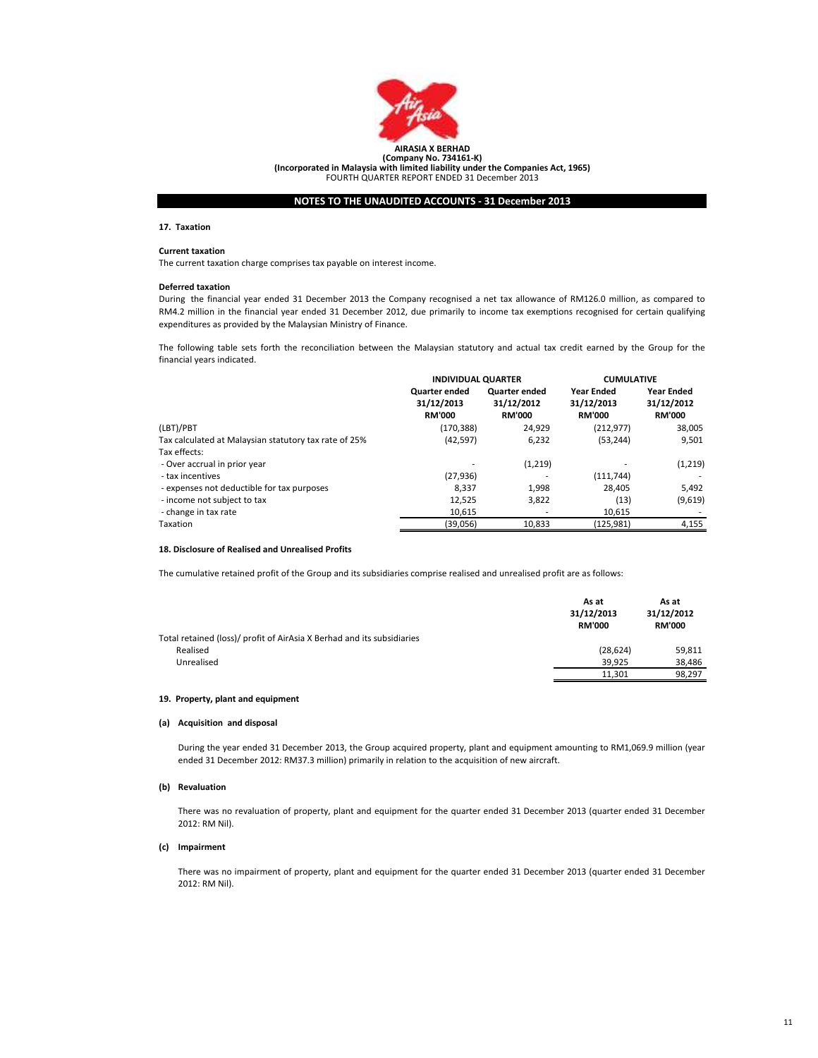AIRASIA X BERHAD
(Company No. 734161-K)
(Incorporated in Malaysia with limited liability under the Companies Act, 1965)
FOURTH QUARTER REPORT ENDED 31 December 2013

## NOTES TO THE UNAUDITED ACCOUNTS - 31 December 2013

### 17. Taxation

**Current taxation**

The current taxation charge comprises tax payable on interest income.

**Deferred taxation**

During the financial year ended 31 December 2013 the Company recognised a net tax allowance of RM126.0 million, as compared to RM4.2 million in the financial year ended 31 December 2012, due primarily to income tax exemptions recognised for certain qualifying expenditures as provided by the Malaysian Ministry of Finance.

The following table sets forth the reconciliation between the Malaysian statutory and actual tax credit earned by the Group for the financial years indicated.

| | INDIVIDUAL QUARTER | | CUMULATIVE | |
|---|---|---|---|---|
| | Quarter ended 31/12/2013 RM'000 | Quarter ended 31/12/2012 RM'000 | Year Ended 31/12/2013 RM'000 | Year Ended 31/12/2012 RM'000 |
| (LBT)/PBT | (170,388) | 24,929 | (212,977) | 38,005 |
| Tax calculated at Malaysian statutory tax rate of 25% | (42,597) | 6,232 | (53,244) | 9,501 |
| Tax effects: | | | | |
| - Over accrual in prior year | - | (1,219) | - | (1,219) |
| - tax incentives | (27,936) | - | (111,744) | - |
| - expenses not deductible for tax purposes | 8,337 | 1,998 | 28,405 | 5,492 |
| - income not subject to tax | 12,525 | 3,822 | (13) | (9,619) |
| - change in tax rate | 10,615 | - | 10,615 | - |
| Taxation | (39,056) | 10,833 | (125,981) | 4,155 |

### 18. Disclosure of Realised and Unrealised Profits

The cumulative retained profit of the Group and its subsidiaries comprise realised and unrealised profit are as follows:

| | As at 31/12/2013 RM'000 | As at 31/12/2012 RM'000 |
|---|---|---|
| Total retained (loss)/ profit of AirAsia X Berhad and its subsidiaries | | |
| Realised | (28,624) | 59,811 |
| Unrealised | 39,925 | 38,486 |
| | 11,301 | 98,297 |

### 19. Property, plant and equipment

**(a) Acquisition and disposal**

During the year ended 31 December 2013, the Group acquired property, plant and equipment amounting to RM1,069.9 million (year ended 31 December 2012: RM37.3 million) primarily in relation to the acquisition of new aircraft.

**(b) Revaluation**

There was no revaluation of property, plant and equipment for the quarter ended 31 December 2013 (quarter ended 31 December 2012: RM Nil).

**(c) Impairment**

There was no impairment of property, plant and equipment for the quarter ended 31 December 2013 (quarter ended 31 December 2012: RM Nil).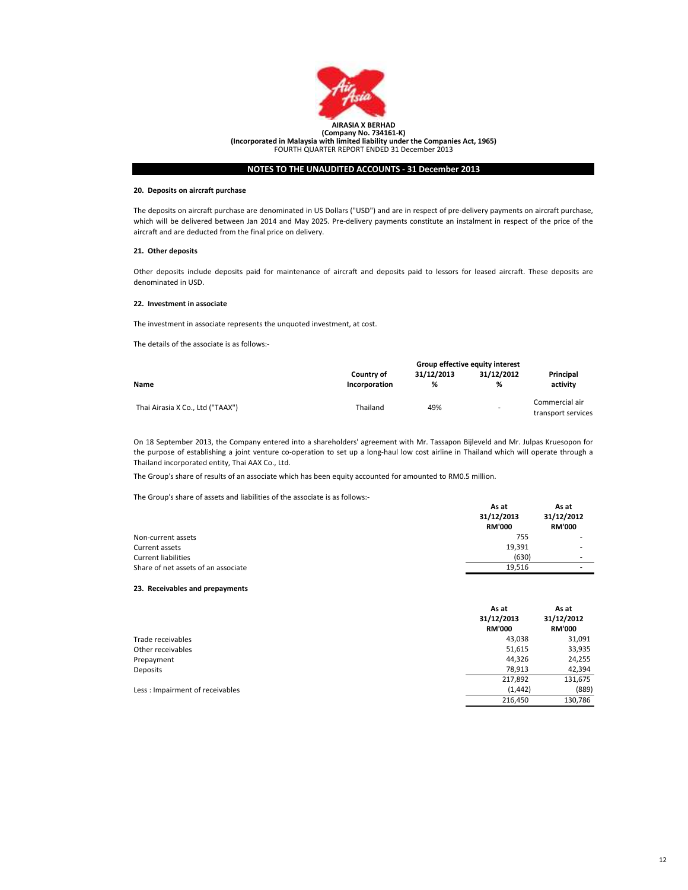**AIRASIA X BERHAD**
**(Company No. 734161-K)**
**(Incorporated in Malaysia with limited liability under the Companies Act, 1965)**
FOURTH QUARTER REPORT ENDED 31 December 2013

## NOTES TO THE UNAUDITED ACCOUNTS - 31 December 2013

### 20. Deposits on aircraft purchase

The deposits on aircraft purchase are denominated in US Dollars ("USD") and are in respect of pre-delivery payments on aircraft purchase, which will be delivered between Jan 2014 and May 2025. Pre-delivery payments constitute an instalment in respect of the price of the aircraft and are deducted from the final price on delivery.

### 21. Other deposits

Other deposits include deposits paid for maintenance of aircraft and deposits paid to lessors for leased aircraft. These deposits are denominated in USD.

### 22. Investment in associate

The investment in associate represents the unquoted investment, at cost.

The details of the associate is as follows:-

| Name | Country of Incorporation | Group effective equity interest 31/12/2013 % | Group effective equity interest 31/12/2012 % | Principal activity |
|---|---|---|---|---|
| Thai Airasia X Co., Ltd ("TAAX") | Thailand | 49% | - | Commercial air transport services |

On 18 September 2013, the Company entered into a shareholders' agreement with Mr. Tassapon Bijleveld and Mr. Julpas Kruesopon for the purpose of establishing a joint venture co-operation to set up a long-haul low cost airline in Thailand which will operate through a Thailand incorporated entity, Thai AAX Co., Ltd.

The Group's share of results of an associate which has been equity accounted for amounted to RM0.5 million.

The Group's share of assets and liabilities of the associate is as follows:-

| | As at 31/12/2013 RM'000 | As at 31/12/2012 RM'000 |
|---|---|---|
| Non-current assets | 755 | - |
| Current assets | 19,391 | - |
| Current liabilities | (630) | - |
| Share of net assets of an associate | 19,516 | - |

### 23. Receivables and prepayments

| | As at 31/12/2013 RM'000 | As at 31/12/2012 RM'000 |
|---|---|---|
| Trade receivables | 43,038 | 31,091 |
| Other receivables | 51,615 | 33,935 |
| Prepayment | 44,326 | 24,255 |
| Deposits | 78,913 | 42,394 |
| | 217,892 | 131,675 |
| Less : Impairment of receivables | (1,442) | (889) |
| | 216,450 | 130,786 |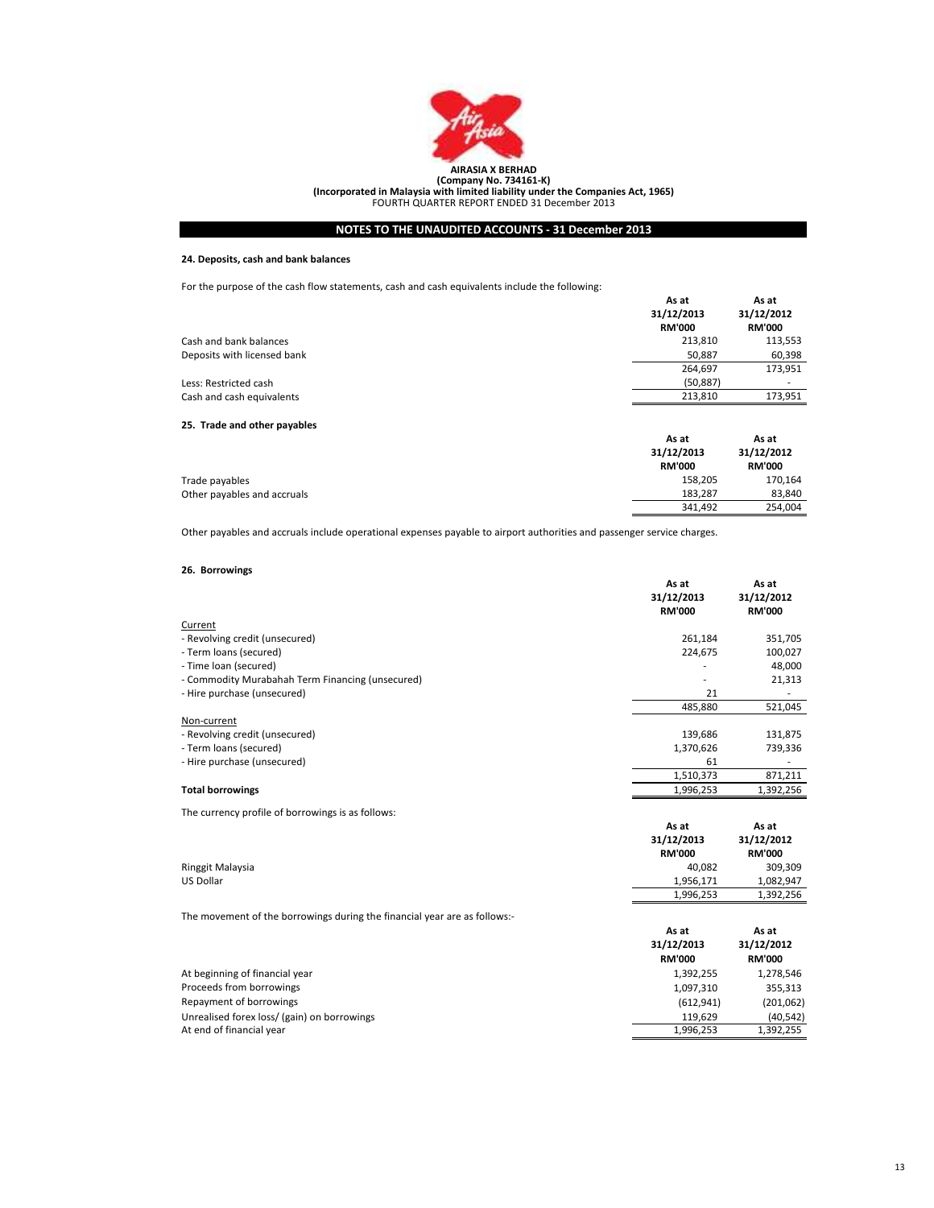**AIRASIA X BERHAD**
**(Company No. 734161-K)**
**(Incorporated in Malaysia with limited liability under the Companies Act, 1965)**
FOURTH QUARTER REPORT ENDED 31 December 2013

**NOTES TO THE UNAUDITED ACCOUNTS - 31 December 2013**

### 24. Deposits, cash and bank balances

For the purpose of the cash flow statements, cash and cash equivalents include the following:

| | As at 31/12/2013 RM'000 | As at 31/12/2012 RM'000 |
|---|---|---|
| Cash and bank balances | 213,810 | 113,553 |
| Deposits with licensed bank | 50,887 | 60,398 |
| | 264,697 | 173,951 |
| Less: Restricted cash | (50,887) | - |
| Cash and cash equivalents | 213,810 | 173,951 |

### 25. Trade and other payables

| | As at 31/12/2013 RM'000 | As at 31/12/2012 RM'000 |
|---|---|---|
| Trade payables | 158,205 | 170,164 |
| Other payables and accruals | 183,287 | 83,840 |
| | 341,492 | 254,004 |

Other payables and accruals include operational expenses payable to airport authorities and passenger service charges.

### 26. Borrowings

| | As at 31/12/2013 RM'000 | As at 31/12/2012 RM'000 |
|---|---|---|
| Current | | |
| - Revolving credit (unsecured) | 261,184 | 351,705 |
| - Term loans (secured) | 224,675 | 100,027 |
| - Time loan (secured) | - | 48,000 |
| - Commodity Murabahah Term Financing (unsecured) | - | 21,313 |
| - Hire purchase (unsecured) | 21 | - |
| | 485,880 | 521,045 |
| Non-current | | |
| - Revolving credit (unsecured) | 139,686 | 131,875 |
| - Term loans (secured) | 1,370,626 | 739,336 |
| - Hire purchase (unsecured) | 61 | - |
| | 1,510,373 | 871,211 |
| **Total borrowings** | 1,996,253 | 1,392,256 |

The currency profile of borrowings is as follows:

| | As at 31/12/2013 RM'000 | As at 31/12/2012 RM'000 |
|---|---|---|
| Ringgit Malaysia | 40,082 | 309,309 |
| US Dollar | 1,956,171 | 1,082,947 |
| | 1,996,253 | 1,392,256 |

The movement of the borrowings during the financial year are as follows:-

| | As at 31/12/2013 RM'000 | As at 31/12/2012 RM'000 |
|---|---|---|
| At beginning of financial year | 1,392,255 | 1,278,546 |
| Proceeds from borrowings | 1,097,310 | 355,313 |
| Repayment of borrowings | (612,941) | (201,062) |
| Unrealised forex loss/ (gain) on borrowings | 119,629 | (40,542) |
| At end of financial year | 1,996,253 | 1,392,255 |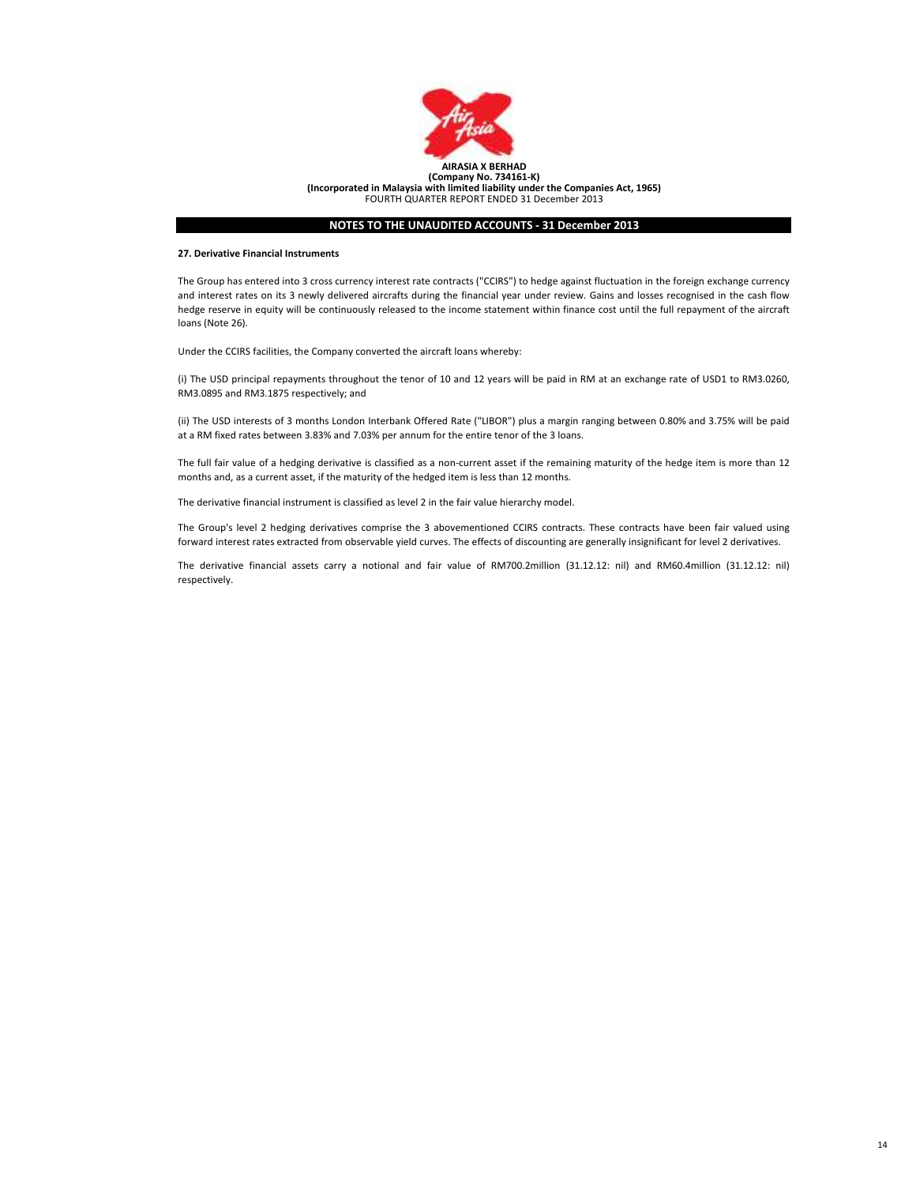**AIRASIA X BERHAD**
**(Company No. 734161-K)**
**(Incorporated in Malaysia with limited liability under the Companies Act, 1965)**
FOURTH QUARTER REPORT ENDED 31 December 2013

## NOTES TO THE UNAUDITED ACCOUNTS - 31 December 2013

### 27. Derivative Financial Instruments

The Group has entered into 3 cross currency interest rate contracts ("CCIRS") to hedge against fluctuation in the foreign exchange currency and interest rates on its 3 newly delivered aircrafts during the financial year under review. Gains and losses recognised in the cash flow hedge reserve in equity will be continuously released to the income statement within finance cost until the full repayment of the aircraft loans (Note 26).

Under the CCIRS facilities, the Company converted the aircraft loans whereby:

(i) The USD principal repayments throughout the tenor of 10 and 12 years will be paid in RM at an exchange rate of USD1 to RM3.0260, RM3.0895 and RM3.1875 respectively; and

(ii) The USD interests of 3 months London Interbank Offered Rate ("LIBOR") plus a margin ranging between 0.80% and 3.75% will be paid at a RM fixed rates between 3.83% and 7.03% per annum for the entire tenor of the 3 loans.

The full fair value of a hedging derivative is classified as a non-current asset if the remaining maturity of the hedge item is more than 12 months and, as a current asset, if the maturity of the hedged item is less than 12 months.

The derivative financial instrument is classified as level 2 in the fair value hierarchy model.

The Group's level 2 hedging derivatives comprise the 3 abovementioned CCIRS contracts. These contracts have been fair valued using forward interest rates extracted from observable yield curves. The effects of discounting are generally insignificant for level 2 derivatives.

The derivative financial assets carry a notional and fair value of RM700.2million (31.12.12: nil) and RM60.4million (31.12.12: nil) respectively.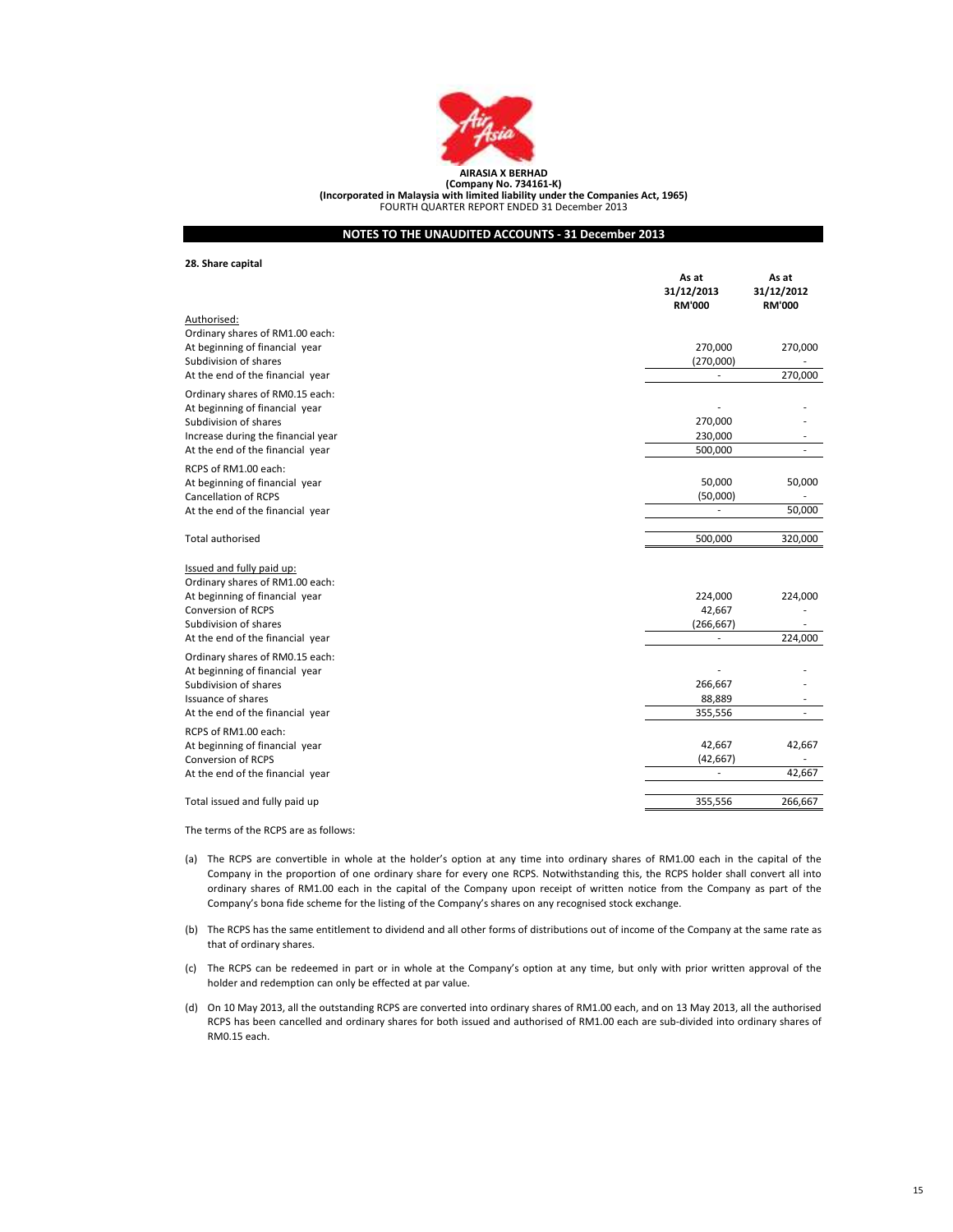**AIRASIA X BERHAD**
**(Company No. 734161-K)**
**(Incorporated in Malaysia with limited liability under the Companies Act, 1965)**
FOURTH QUARTER REPORT ENDED 31 December 2013

## NOTES TO THE UNAUDITED ACCOUNTS - 31 December 2013

**28. Share capital**

| | As at 31/12/2013 RM'000 | As at 31/12/2012 RM'000 |
|---|---|---|
| Authorised: | | |
| Ordinary shares of RM1.00 each: | | |
| At beginning of financial year | 270,000 | 270,000 |
| Subdivision of shares | (270,000) | - |
| At the end of the financial year | - | 270,000 |
| Ordinary shares of RM0.15 each: | | |
| At beginning of financial year | - | - |
| Subdivision of shares | 270,000 | - |
| Increase during the financial year | 230,000 | - |
| At the end of the financial year | 500,000 | - |
| RCPS of RM1.00 each: | | |
| At beginning of financial year | 50,000 | 50,000 |
| Cancellation of RCPS | (50,000) | - |
| At the end of the financial year | - | 50,000 |
| Total authorised | 500,000 | 320,000 |
| Issued and fully paid up: | | |
| Ordinary shares of RM1.00 each: | | |
| At beginning of financial year | 224,000 | 224,000 |
| Conversion of RCPS | 42,667 | - |
| Subdivision of shares | (266,667) | - |
| At the end of the financial year | - | 224,000 |
| Ordinary shares of RM0.15 each: | | |
| At beginning of financial year | - | - |
| Subdivision of shares | 266,667 | - |
| Issuance of shares | 88,889 | - |
| At the end of the financial year | 355,556 | - |
| RCPS of RM1.00 each: | | |
| At beginning of financial year | 42,667 | 42,667 |
| Conversion of RCPS | (42,667) | - |
| At the end of the financial year | - | 42,667 |
| Total issued and fully paid up | 355,556 | 266,667 |

The terms of the RCPS are as follows:

(a) The RCPS are convertible in whole at the holder's option at any time into ordinary shares of RM1.00 each in the capital of the Company in the proportion of one ordinary share for every one RCPS. Notwithstanding this, the RCPS holder shall convert all into ordinary shares of RM1.00 each in the capital of the Company upon receipt of written notice from the Company as part of the Company's bona fide scheme for the listing of the Company's shares on any recognised stock exchange.

(b) The RCPS has the same entitlement to dividend and all other forms of distributions out of income of the Company at the same rate as that of ordinary shares.

(c) The RCPS can be redeemed in part or in whole at the Company's option at any time, but only with prior written approval of the holder and redemption can only be effected at par value.

(d) On 10 May 2013, all the outstanding RCPS are converted into ordinary shares of RM1.00 each, and on 13 May 2013, all the authorised RCPS has been cancelled and ordinary shares for both issued and authorised of RM1.00 each are sub-divided into ordinary shares of RM0.15 each.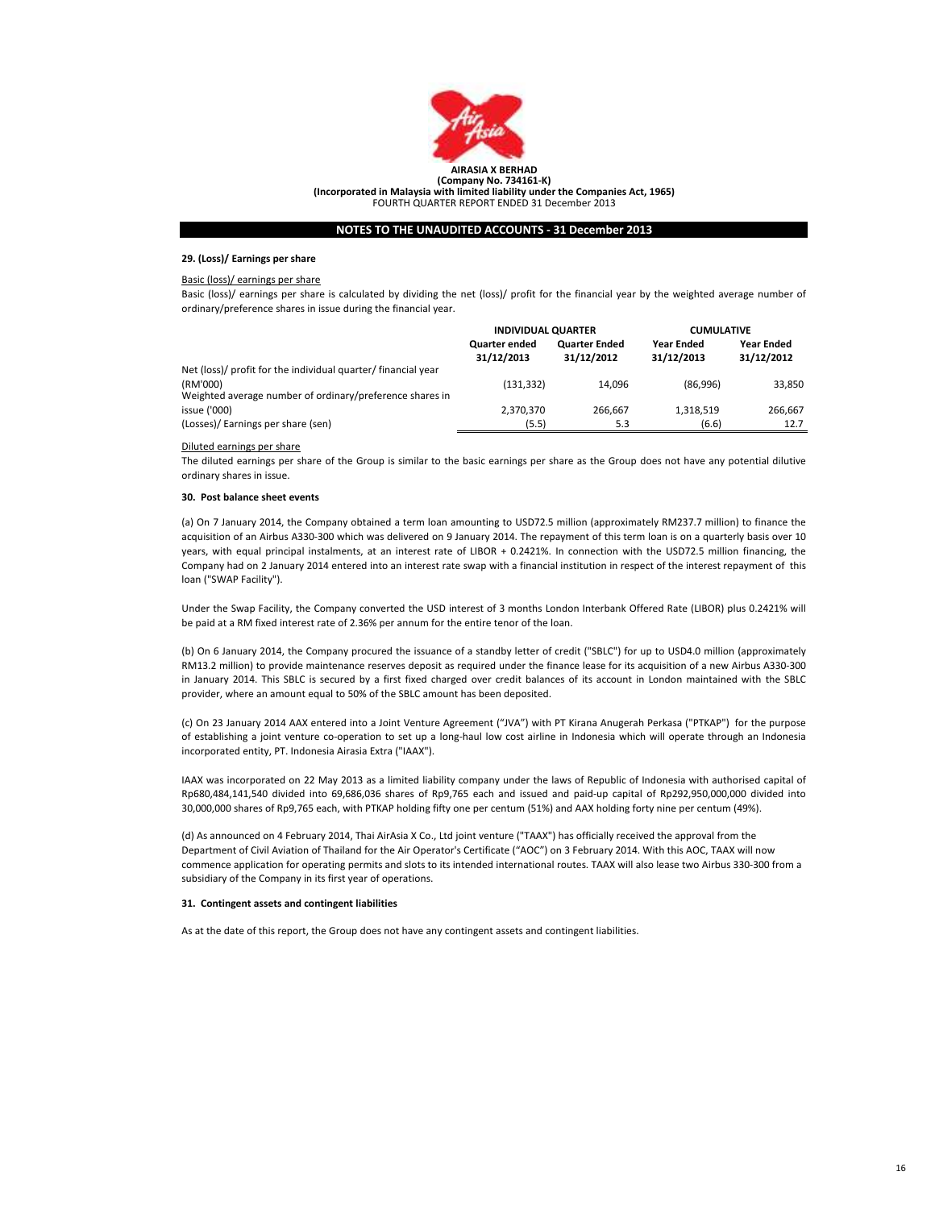**AIRASIA X BERHAD**
**(Company No. 734161-K)**
**(Incorporated in Malaysia with limited liability under the Companies Act, 1965)**
FOURTH QUARTER REPORT ENDED 31 December 2013

## NOTES TO THE UNAUDITED ACCOUNTS - 31 December 2013

### 29. (Loss)/ Earnings per share

Basic (loss)/ earnings per share

Basic (loss)/ earnings per share is calculated by dividing the net (loss)/ profit for the financial year by the weighted average number of ordinary/preference shares in issue during the financial year.

| | INDIVIDUAL QUARTER | | CUMULATIVE | |
|---|---|---|---|---|
| | Quarter ended 31/12/2013 | Quarter Ended 31/12/2012 | Year Ended 31/12/2013 | Year Ended 31/12/2012 |
| Net (loss)/ profit for the individual quarter/ financial year (RM'000) | (131,332) | 14,096 | (86,996) | 33,850 |
| Weighted average number of ordinary/preference shares in issue ('000) | 2,370,370 | 266,667 | 1,318,519 | 266,667 |
| (Losses)/ Earnings per share (sen) | (5.5) | 5.3 | (6.6) | 12.7 |

Diluted earnings per share

The diluted earnings per share of the Group is similar to the basic earnings per share as the Group does not have any potential dilutive ordinary shares in issue.

### 30. Post balance sheet events

(a) On 7 January 2014, the Company obtained a term loan amounting to USD72.5 million (approximately RM237.7 million) to finance the acquisition of an Airbus A330-300 which was delivered on 9 January 2014. The repayment of this term loan is on a quarterly basis over 10 years, with equal principal instalments, at an interest rate of LIBOR + 0.2421%. In connection with the USD72.5 million financing, the Company had on 2 January 2014 entered into an interest rate swap with a financial institution in respect of the interest repayment of this loan ("SWAP Facility").

Under the Swap Facility, the Company converted the USD interest of 3 months London Interbank Offered Rate (LIBOR) plus 0.2421% will be paid at a RM fixed interest rate of 2.36% per annum for the entire tenor of the loan.

(b) On 6 January 2014, the Company procured the issuance of a standby letter of credit ("SBLC") for up to USD4.0 million (approximately RM13.2 million) to provide maintenance reserves deposit as required under the finance lease for its acquisition of a new Airbus A330-300 in January 2014. This SBLC is secured by a first fixed charged over credit balances of its account in London maintained with the SBLC provider, where an amount equal to 50% of the SBLC amount has been deposited.

(c) On 23 January 2014 AAX entered into a Joint Venture Agreement ("JVA") with PT Kirana Anugerah Perkasa ("PTKAP") for the purpose of establishing a joint venture co-operation to set up a long-haul low cost airline in Indonesia which will operate through an Indonesia incorporated entity, PT. Indonesia Airasia Extra ("IAAX").

IAAX was incorporated on 22 May 2013 as a limited liability company under the laws of Republic of Indonesia with authorised capital of Rp680,484,141,540 divided into 69,686,036 shares of Rp9,765 each and issued and paid-up capital of Rp292,950,000,000 divided into 30,000,000 shares of Rp9,765 each, with PTKAP holding fifty one per centum (51%) and AAX holding forty nine per centum (49%).

(d) As announced on 4 February 2014, Thai AirAsia X Co., Ltd joint venture ("TAAX") has officially received the approval from the Department of Civil Aviation of Thailand for the Air Operator's Certificate ("AOC") on 3 February 2014. With this AOC, TAAX will now commence application for operating permits and slots to its intended international routes. TAAX will also lease two Airbus 330-300 from a subsidiary of the Company in its first year of operations.

### 31. Contingent assets and contingent liabilities

As at the date of this report, the Group does not have any contingent assets and contingent liabilities.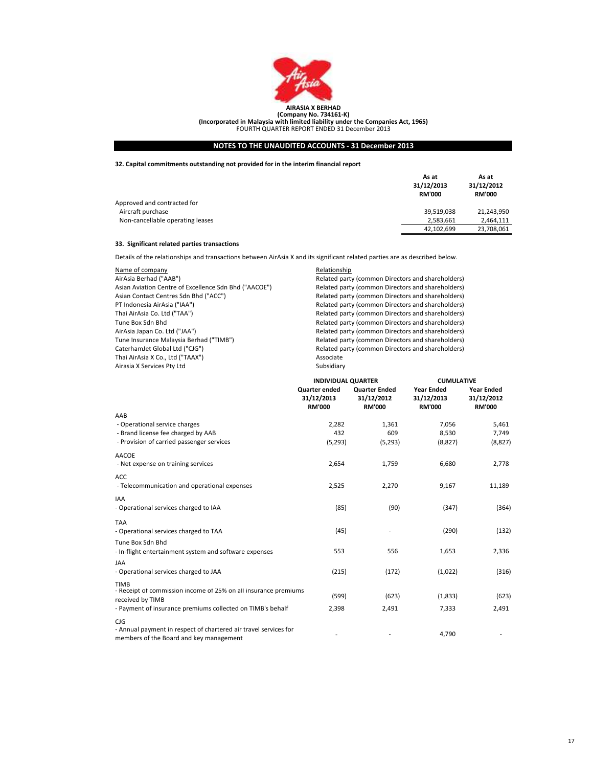AIRASIA X BERHAD
(Company No. 734161-K)
(Incorporated in Malaysia with limited liability under the Companies Act, 1965)
FOURTH QUARTER REPORT ENDED 31 December 2013

## NOTES TO THE UNAUDITED ACCOUNTS - 31 December 2013

### 32. Capital commitments outstanding not provided for in the interim financial report

| | As at 31/12/2013 RM'000 | As at 31/12/2012 RM'000 |
|---|---|---|
| Approved and contracted for | | |
| Aircraft purchase | 39,519,038 | 21,243,950 |
| Non-cancellable operating leases | 2,583,661 | 2,464,111 |
| | 42,102,699 | 23,708,061 |

### 33. Significant related parties transactions

Details of the relationships and transactions between AirAsia X and its significant related parties are as described below.

| Name of company | Relationship |
|---|---|
| AirAsia Berhad ("AAB") | Related party (common Directors and shareholders) |
| Asian Aviation Centre of Excellence Sdn Bhd ("AACOE") | Related party (common Directors and shareholders) |
| Asian Contact Centres Sdn Bhd ("ACC") | Related party (common Directors and shareholders) |
| PT Indonesia AirAsia ("IAA") | Related party (common Directors and shareholders) |
| Thai AirAsia Co. Ltd ("TAA") | Related party (common Directors and shareholders) |
| Tune Box Sdn Bhd | Related party (common Directors and shareholders) |
| AirAsia Japan Co. Ltd ("JAA") | Related party (common Directors and shareholders) |
| Tune Insurance Malaysia Berhad ("TIMB") | Related party (common Directors and shareholders) |
| CaterhamJet Global Ltd ("CJG") | Related party (common Directors and shareholders) |
| Thai AirAsia X Co., Ltd ("TAAX") | Associate |
| Airasia X Services Pty Ltd | Subsidiary |

| | INDIVIDUAL QUARTER | | CUMULATIVE | |
|---|---|---|---|---|
| | Quarter ended 31/12/2013 RM'000 | Quarter Ended 31/12/2012 RM'000 | Year Ended 31/12/2013 RM'000 | Year Ended 31/12/2012 RM'000 |
| AAB | | | | |
| - Operational service charges | 2,282 | 1,361 | 7,056 | 5,461 |
| - Brand license fee charged by AAB | 432 | 609 | 8,530 | 7,749 |
| - Provision of carried passenger services | (5,293) | (5,293) | (8,827) | (8,827) |
| AACOE | | | | |
| - Net expense on training services | 2,654 | 1,759 | 6,680 | 2,778 |
| ACC | | | | |
| - Telecommunication and operational expenses | 2,525 | 2,270 | 9,167 | 11,189 |
| IAA | | | | |
| - Operational services charged to IAA | (85) | (90) | (347) | (364) |
| TAA | | | | |
| - Operational services charged to TAA | (45) | - | (290) | (132) |
| Tune Box Sdn Bhd | | | | |
| - In-flight entertainment system and software expenses | 553 | 556 | 1,653 | 2,336 |
| JAA | | | | |
| - Operational services charged to JAA | (215) | (172) | (1,022) | (316) |
| TIMB | | | | |
| - Receipt of commission income of 25% on all insurance premiums received by TIMB | (599) | (623) | (1,833) | (623) |
| - Payment of insurance premiums collected on TIMB's behalf | 2,398 | 2,491 | 7,333 | 2,491 |
| CJG | | | | |
| - Annual payment in respect of chartered air travel services for members of the Board and key management | - | - | 4,790 | - |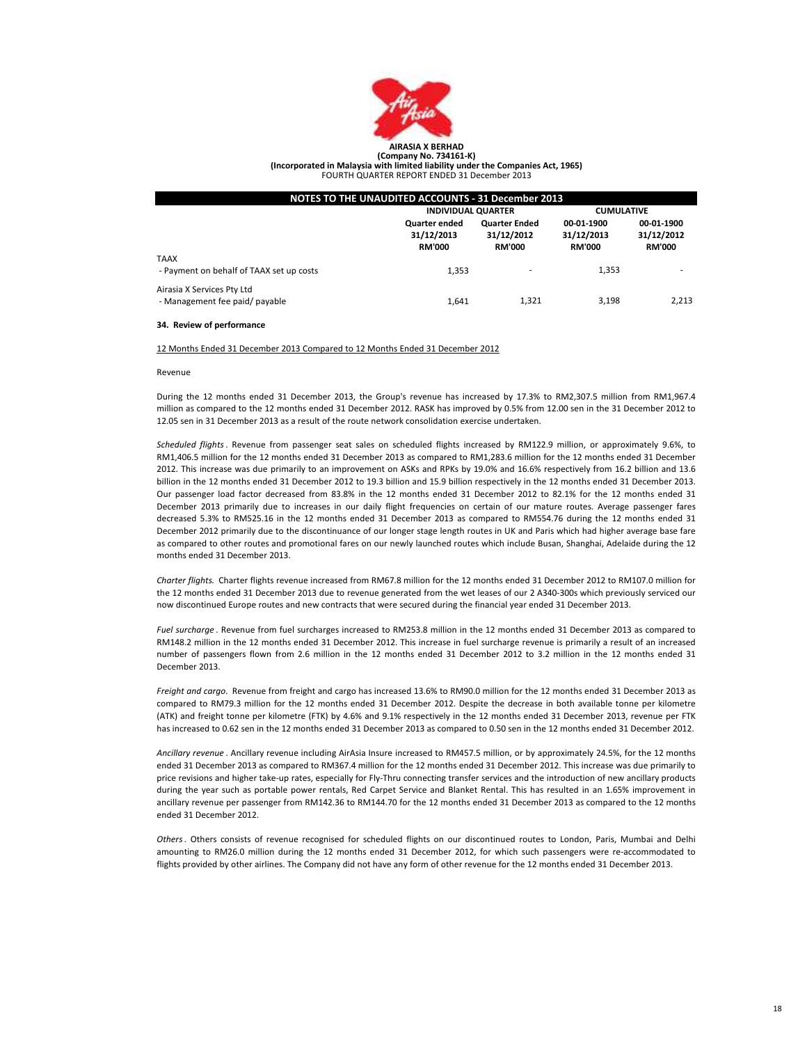**AIRASIA X BERHAD**
**(Company No. 734161-K)**
**(Incorporated in Malaysia with limited liability under the Companies Act, 1965)**
FOURTH QUARTER REPORT ENDED 31 December 2013

**NOTES TO THE UNAUDITED ACCOUNTS - 31 December 2013**

| | INDIVIDUAL QUARTER | | CUMULATIVE | |
|---|---|---|---|---|
| | Quarter ended 31/12/2013 RM'000 | Quarter Ended 31/12/2012 RM'000 | 00-01-1900 31/12/2013 RM'000 | 00-01-1900 31/12/2012 RM'000 |
| TAAX | | | | |
| - Payment on behalf of TAAX set up costs | 1,353 | - | 1,353 | - |
| Airasia X Services Pty Ltd | | | | |
| - Management fee paid/ payable | 1,641 | 1,321 | 3,198 | 2,213 |

**34. Review of performance**

12 Months Ended 31 December 2013 Compared to 12 Months Ended 31 December 2012

Revenue

During the 12 months ended 31 December 2013, the Group's revenue has increased by 17.3% to RM2,307.5 million from RM1,967.4 million as compared to the 12 months ended 31 December 2012. RASK has improved by 0.5% from 12.00 sen in the 31 December 2012 to 12.05 sen in 31 December 2013 as a result of the route network consolidation exercise undertaken.

*Scheduled flights*. Revenue from passenger seat sales on scheduled flights increased by RM122.9 million, or approximately 9.6%, to RM1,406.5 million for the 12 months ended 31 December 2013 as compared to RM1,283.6 million for the 12 months ended 31 December 2012. This increase was due primarily to an improvement on ASKs and RPKs by 19.0% and 16.6% respectively from 16.2 billion and 13.6 billion in the 12 months ended 31 December 2012 to 19.3 billion and 15.9 billion respectively in the 12 months ended 31 December 2013. Our passenger load factor decreased from 83.8% in the 12 months ended 31 December 2012 to 82.1% for the 12 months ended 31 December 2013 primarily due to increases in our daily flight frequencies on certain of our mature routes. Average passenger fares decreased 5.3% to RM525.16 in the 12 months ended 31 December 2013 as compared to RM554.76 during the 12 months ended 31 December 2012 primarily due to the discontinuance of our longer stage length routes in UK and Paris which had higher average base fare as compared to other routes and promotional fares on our newly launched routes which include Busan, Shanghai, Adelaide during the 12 months ended 31 December 2013.

*Charter flights.* Charter flights revenue increased from RM67.8 million for the 12 months ended 31 December 2012 to RM107.0 million for the 12 months ended 31 December 2013 due to revenue generated from the wet leases of our 2 A340-300s which previously serviced our now discontinued Europe routes and new contracts that were secured during the financial year ended 31 December 2013.

*Fuel surcharge*. Revenue from fuel surcharges increased to RM253.8 million in the 12 months ended 31 December 2013 as compared to RM148.2 million in the 12 months ended 31 December 2012. This increase in fuel surcharge revenue is primarily a result of an increased number of passengers flown from 2.6 million in the 12 months ended 31 December 2012 to 3.2 million in the 12 months ended 31 December 2013.

*Freight and cargo.* Revenue from freight and cargo has increased 13.6% to RM90.0 million for the 12 months ended 31 December 2013 as compared to RM79.3 million for the 12 months ended 31 December 2012. Despite the decrease in both available tonne per kilometre (ATK) and freight tonne per kilometre (FTK) by 4.6% and 9.1% respectively in the 12 months ended 31 December 2013, revenue per FTK has increased to 0.62 sen in the 12 months ended 31 December 2013 as compared to 0.50 sen in the 12 months ended 31 December 2012.

*Ancillary revenue*. Ancillary revenue including AirAsia Insure increased to RM457.5 million, or by approximately 24.5%, for the 12 months ended 31 December 2013 as compared to RM367.4 million for the 12 months ended 31 December 2012. This increase was due primarily to price revisions and higher take-up rates, especially for Fly-Thru connecting transfer services and the introduction of new ancillary products during the year such as portable power rentals, Red Carpet Service and Blanket Rental. This has resulted in an 1.65% improvement in ancillary revenue per passenger from RM142.36 to RM144.70 for the 12 months ended 31 December 2013 as compared to the 12 months ended 31 December 2012.

*Others*. Others consists of revenue recognised for scheduled flights on our discontinued routes to London, Paris, Mumbai and Delhi amounting to RM26.0 million during the 12 months ended 31 December 2012, for which such passengers were re-accommodated to flights provided by other airlines. The Company did not have any form of other revenue for the 12 months ended 31 December 2013.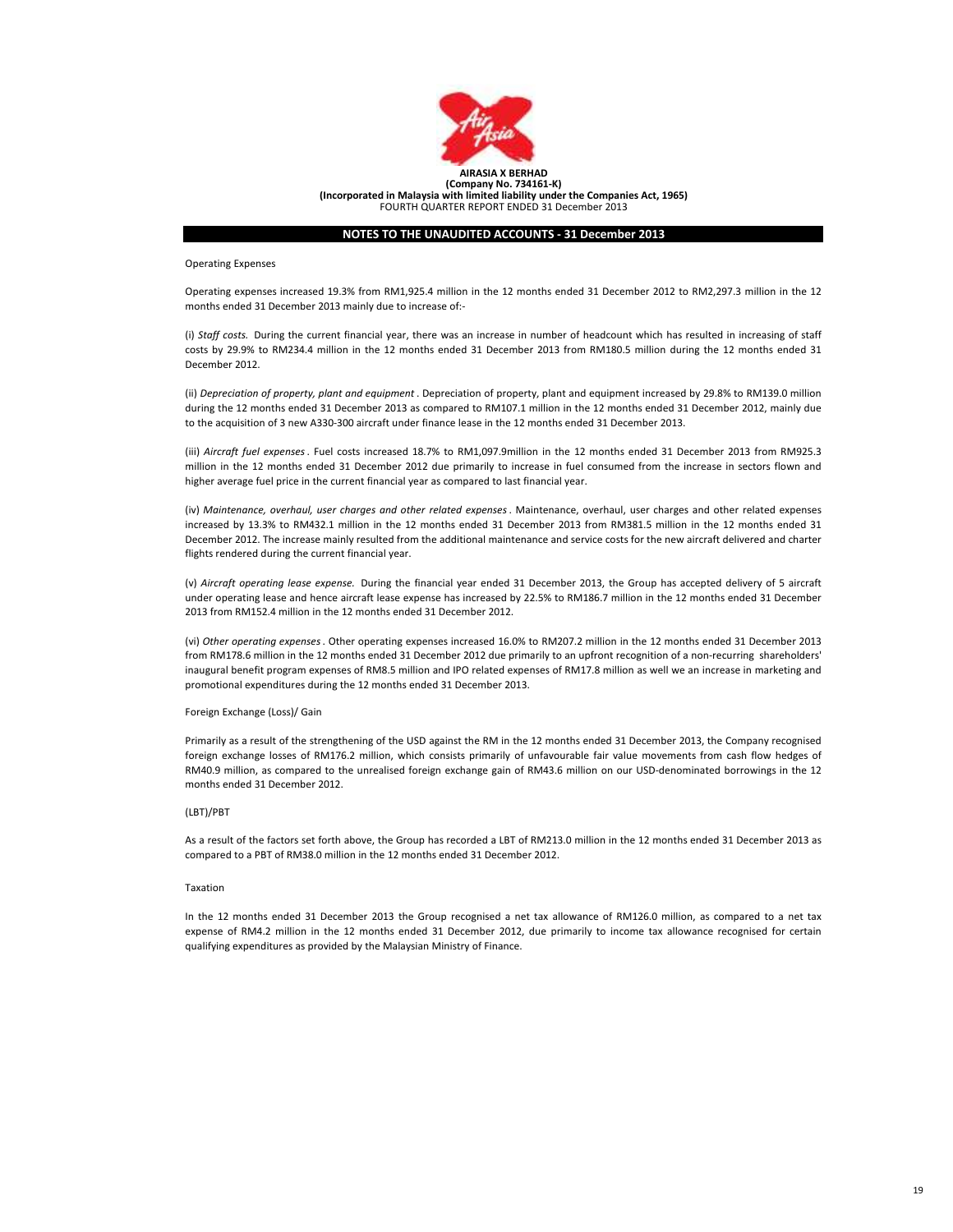**AIRASIA X BERHAD**
**(Company No. 734161-K)**
**(Incorporated in Malaysia with limited liability under the Companies Act, 1965)**
FOURTH QUARTER REPORT ENDED 31 December 2013

## NOTES TO THE UNAUDITED ACCOUNTS - 31 December 2013

Operating Expenses

Operating expenses increased 19.3% from RM1,925.4 million in the 12 months ended 31 December 2012 to RM2,297.3 million in the 12 months ended 31 December 2013 mainly due to increase of:-

(i) *Staff costs.* During the current financial year, there was an increase in number of headcount which has resulted in increasing of staff costs by 29.9% to RM234.4 million in the 12 months ended 31 December 2013 from RM180.5 million during the 12 months ended 31 December 2012.

(ii) *Depreciation of property, plant and equipment*. Depreciation of property, plant and equipment increased by 29.8% to RM139.0 million during the 12 months ended 31 December 2013 as compared to RM107.1 million in the 12 months ended 31 December 2012, mainly due to the acquisition of 3 new A330-300 aircraft under finance lease in the 12 months ended 31 December 2013.

(iii) *Aircraft fuel expenses*. Fuel costs increased 18.7% to RM1,097.9million in the 12 months ended 31 December 2013 from RM925.3 million in the 12 months ended 31 December 2012 due primarily to increase in fuel consumed from the increase in sectors flown and higher average fuel price in the current financial year as compared to last financial year.

(iv) *Maintenance, overhaul, user charges and other related expenses*. Maintenance, overhaul, user charges and other related expenses increased by 13.3% to RM432.1 million in the 12 months ended 31 December 2013 from RM381.5 million in the 12 months ended 31 December 2012. The increase mainly resulted from the additional maintenance and service costs for the new aircraft delivered and charter flights rendered during the current financial year.

(v) *Aircraft operating lease expense.* During the financial year ended 31 December 2013, the Group has accepted delivery of 5 aircraft under operating lease and hence aircraft lease expense has increased by 22.5% to RM186.7 million in the 12 months ended 31 December 2013 from RM152.4 million in the 12 months ended 31 December 2012.

(vi) *Other operating expenses*. Other operating expenses increased 16.0% to RM207.2 million in the 12 months ended 31 December 2013 from RM178.6 million in the 12 months ended 31 December 2012 due primarily to an upfront recognition of a non-recurring shareholders' inaugural benefit program expenses of RM8.5 million and IPO related expenses of RM17.8 million as well we an increase in marketing and promotional expenditures during the 12 months ended 31 December 2013.

Foreign Exchange (Loss)/ Gain

Primarily as a result of the strengthening of the USD against the RM in the 12 months ended 31 December 2013, the Company recognised foreign exchange losses of RM176.2 million, which consists primarily of unfavourable fair value movements from cash flow hedges of RM40.9 million, as compared to the unrealised foreign exchange gain of RM43.6 million on our USD-denominated borrowings in the 12 months ended 31 December 2012.

(LBT)/PBT

As a result of the factors set forth above, the Group has recorded a LBT of RM213.0 million in the 12 months ended 31 December 2013 as compared to a PBT of RM38.0 million in the 12 months ended 31 December 2012.

Taxation

In the 12 months ended 31 December 2013 the Group recognised a net tax allowance of RM126.0 million, as compared to a net tax expense of RM4.2 million in the 12 months ended 31 December 2012, due primarily to income tax allowance recognised for certain qualifying expenditures as provided by the Malaysian Ministry of Finance.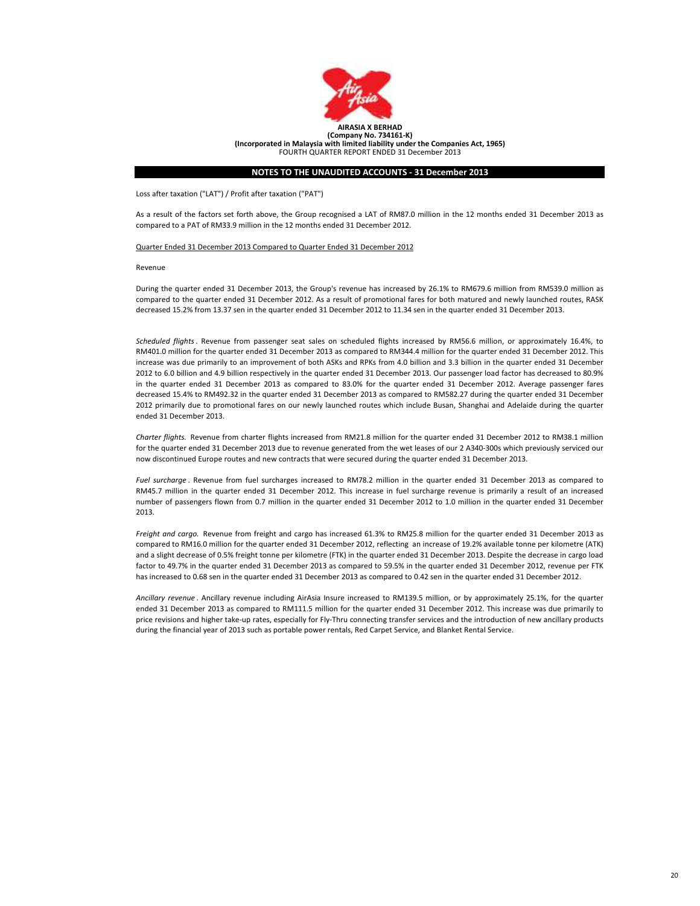Loss after taxation ("LAT") / Profit after taxation ("PAT")

As a result of the factors set forth above, the Group recognised a LAT of RM87.0 million in the 12 months ended 31 December 2013 as compared to a PAT of RM33.9 million in the 12 months ended 31 December 2012.

Quarter Ended 31 December 2013 Compared to Quarter Ended 31 December 2012

Revenue

During the quarter ended 31 December 2013, the Group's revenue has increased by 26.1% to RM679.6 million from RM539.0 million as compared to the quarter ended 31 December 2012. As a result of promotional fares for both matured and newly launched routes, RASK decreased 15.2% from 13.37 sen in the quarter ended 31 December 2012 to 11.34 sen in the quarter ended 31 December 2013.

*Scheduled flights*. Revenue from passenger seat sales on scheduled flights increased by RM56.6 million, or approximately 16.4%, to RM401.0 million for the quarter ended 31 December 2013 as compared to RM344.4 million for the quarter ended 31 December 2012. This increase was due primarily to an improvement of both ASKs and RPKs from 4.0 billion and 3.3 billion in the quarter ended 31 December 2012 to 6.0 billion and 4.9 billion respectively in the quarter ended 31 December 2013. Our passenger load factor has decreased to 80.9% in the quarter ended 31 December 2013 as compared to 83.0% for the quarter ended 31 December 2012. Average passenger fares decreased 15.4% to RM492.32 in the quarter ended 31 December 2013 as compared to RM582.27 during the quarter ended 31 December 2012 primarily due to promotional fares on our newly launched routes which include Busan, Shanghai and Adelaide during the quarter ended 31 December 2013.

*Charter flights.* Revenue from charter flights increased from RM21.8 million for the quarter ended 31 December 2012 to RM38.1 million for the quarter ended 31 December 2013 due to revenue generated from the wet leases of our 2 A340-300s which previously serviced our now discontinued Europe routes and new contracts that were secured during the quarter ended 31 December 2013.

*Fuel surcharge*. Revenue from fuel surcharges increased to RM78.2 million in the quarter ended 31 December 2013 as compared to RM45.7 million in the quarter ended 31 December 2012. This increase in fuel surcharge revenue is primarily a result of an increased number of passengers flown from 0.7 million in the quarter ended 31 December 2012 to 1.0 million in the quarter ended 31 December 2013.

*Freight and cargo.* Revenue from freight and cargo has increased 61.3% to RM25.8 million for the quarter ended 31 December 2013 as compared to RM16.0 million for the quarter ended 31 December 2012, reflecting an increase of 19.2% available tonne per kilometre (ATK) and a slight decrease of 0.5% freight tonne per kilometre (FTK) in the quarter ended 31 December 2013. Despite the decrease in cargo load factor to 49.7% in the quarter ended 31 December 2013 as compared to 59.5% in the quarter ended 31 December 2012, revenue per FTK has increased to 0.68 sen in the quarter ended 31 December 2013 as compared to 0.42 sen in the quarter ended 31 December 2012.

*Ancillary revenue*. Ancillary revenue including AirAsia Insure increased to RM139.5 million, or by approximately 25.1%, for the quarter ended 31 December 2013 as compared to RM111.5 million for the quarter ended 31 December 2012. This increase was due primarily to price revisions and higher take-up rates, especially for Fly-Thru connecting transfer services and the introduction of new ancillary products during the financial year of 2013 such as portable power rentals, Red Carpet Service, and Blanket Rental Service.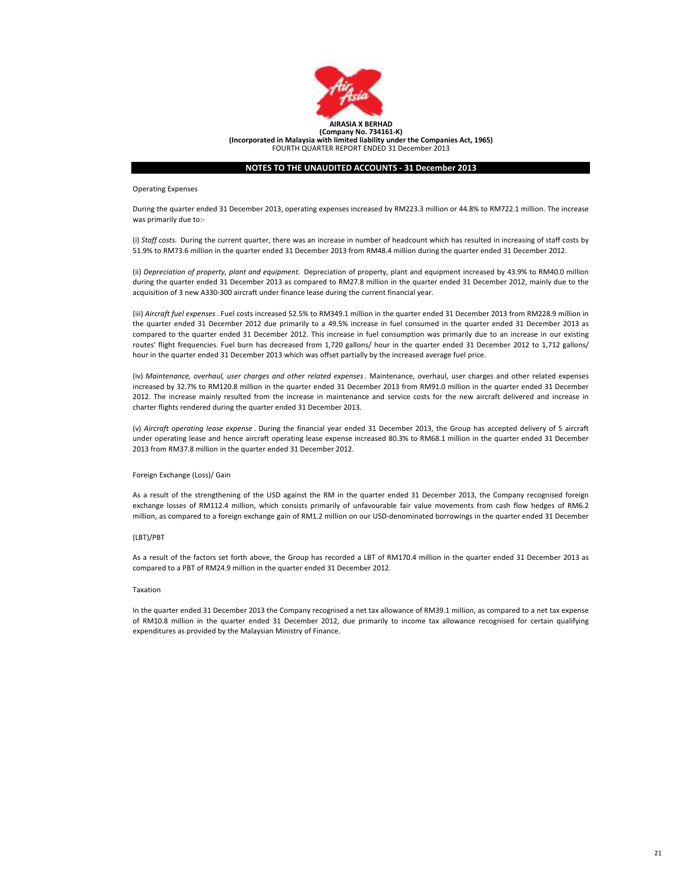**AIRASIA X BERHAD**
**(Company No. 734161-K)**
**(Incorporated in Malaysia with limited liability under the Companies Act, 1965)**
FOURTH QUARTER REPORT ENDED 31 December 2013

## NOTES TO THE UNAUDITED ACCOUNTS - 31 December 2013

Operating Expenses

During the quarter ended 31 December 2013, operating expenses increased by RM223.3 million or 44.8% to RM722.1 million. The increase was primarily due to:-

(i) *Staff costs.* During the current quarter, there was an increase in number of headcount which has resulted in increasing of staff costs by 51.9% to RM73.6 million in the quarter ended 31 December 2013 from RM48.4 million during the quarter ended 31 December 2012.

(ii) *Depreciation of property, plant and equipment.* Depreciation of property, plant and equipment increased by 43.9% to RM40.0 million during the quarter ended 31 December 2013 as compared to RM27.8 million in the quarter ended 31 December 2012, mainly due to the acquisition of 3 new A330-300 aircraft under finance lease during the current financial year.

(iii) *Aircraft fuel expenses*. Fuel costs increased 52.5% to RM349.1 million in the quarter ended 31 December 2013 from RM228.9 million in the quarter ended 31 December 2012 due primarily to a 49.5% increase in fuel consumed in the quarter ended 31 December 2013 as compared to the quarter ended 31 December 2012. This increase in fuel consumption was primarily due to an increase in our existing routes' flight frequencies. Fuel burn has decreased from 1,720 gallons/ hour in the quarter ended 31 December 2012 to 1,712 gallons/ hour in the quarter ended 31 December 2013 which was offset partially by the increased average fuel price.

(iv) *Maintenance, overhaul, user charges and other related expenses*. Maintenance, overhaul, user charges and other related expenses increased by 32.7% to RM120.8 million in the quarter ended 31 December 2013 from RM91.0 million in the quarter ended 31 December 2012. The increase mainly resulted from the increase in maintenance and service costs for the new aircraft delivered and increase in charter flights rendered during the quarter ended 31 December 2013.

(v) *Aircraft operating lease expense*. During the financial year ended 31 December 2013, the Group has accepted delivery of 5 aircraft under operating lease and hence aircraft operating lease expense increased 80.3% to RM68.1 million in the quarter ended 31 December 2013 from RM37.8 million in the quarter ended 31 December 2012.

Foreign Exchange (Loss)/ Gain

As a result of the strengthening of the USD against the RM in the quarter ended 31 December 2013, the Company recognised foreign exchange losses of RM112.4 million, which consists primarily of unfavourable fair value movements from cash flow hedges of RM6.2 million, as compared to a foreign exchange gain of RM1.2 million on our USD-denominated borrowings in the quarter ended 31 December

(LBT)/PBT

As a result of the factors set forth above, the Group has recorded a LBT of RM170.4 million in the quarter ended 31 December 2013 as compared to a PBT of RM24.9 million in the quarter ended 31 December 2012.

Taxation

In the quarter ended 31 December 2013 the Company recognised a net tax allowance of RM39.1 million, as compared to a net tax expense of RM10.8 million in the quarter ended 31 December 2012, due primarily to income tax allowance recognised for certain qualifying expenditures as provided by the Malaysian Ministry of Finance.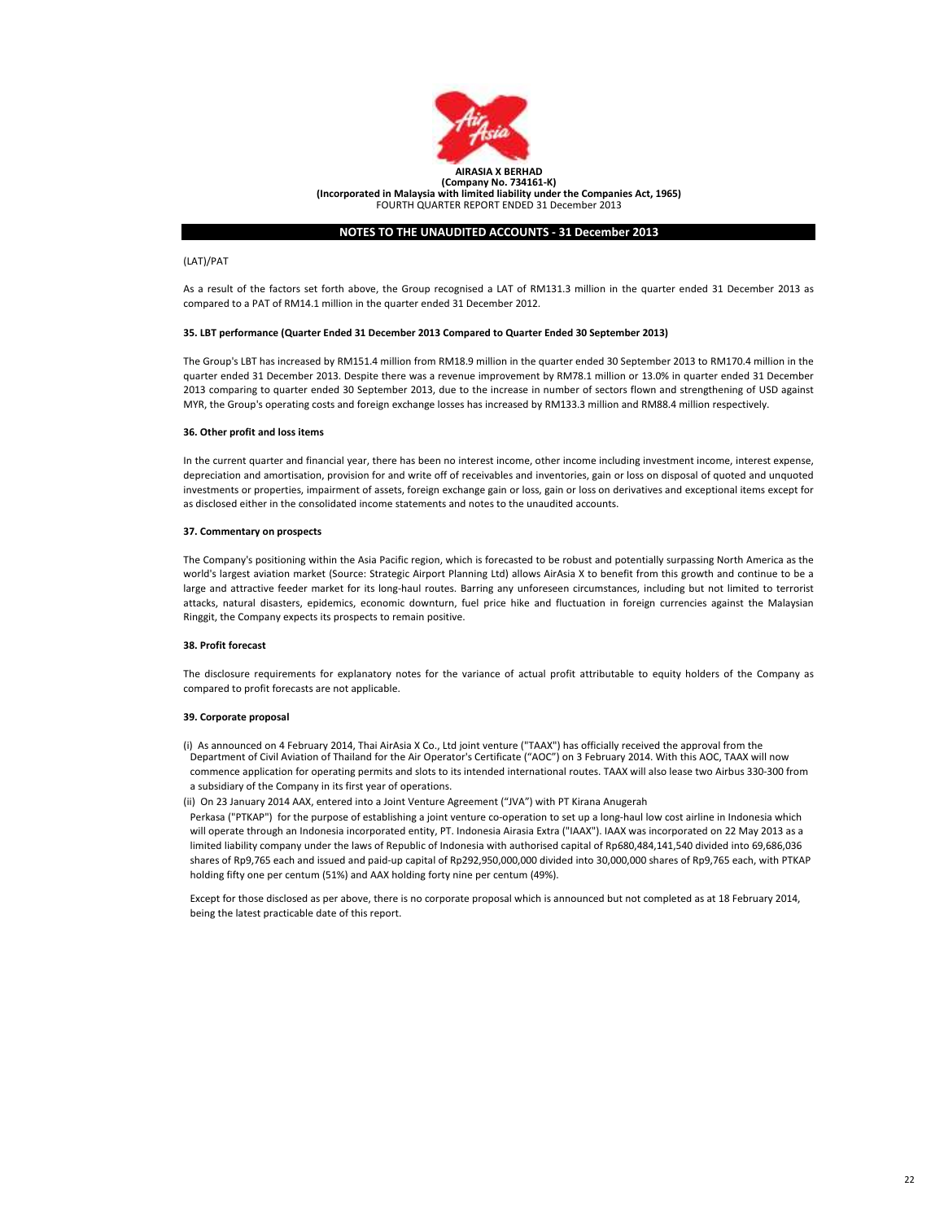**NOTES TO THE UNAUDITED ACCOUNTS - 31 December 2013**

(LAT)/PAT

As a result of the factors set forth above, the Group recognised a LAT of RM131.3 million in the quarter ended 31 December 2013 as compared to a PAT of RM14.1 million in the quarter ended 31 December 2012.

**35. LBT performance (Quarter Ended 31 December 2013 Compared to Quarter Ended 30 September 2013)**

The Group's LBT has increased by RM151.4 million from RM18.9 million in the quarter ended 30 September 2013 to RM170.4 million in the quarter ended 31 December 2013. Despite there was a revenue improvement by RM78.1 million or 13.0% in quarter ended 31 December 2013 comparing to quarter ended 30 September 2013, due to the increase in number of sectors flown and strengthening of USD against MYR, the Group's operating costs and foreign exchange losses has increased by RM133.3 million and RM88.4 million respectively.

**36. Other profit and loss items**

In the current quarter and financial year, there has been no interest income, other income including investment income, interest expense, depreciation and amortisation, provision for and write off of receivables and inventories, gain or loss on disposal of quoted and unquoted investments or properties, impairment of assets, foreign exchange gain or loss, gain or loss on derivatives and exceptional items except for as disclosed either in the consolidated income statements and notes to the unaudited accounts.

**37. Commentary on prospects**

The Company's positioning within the Asia Pacific region, which is forecasted to be robust and potentially surpassing North America as the world's largest aviation market (Source: Strategic Airport Planning Ltd) allows AirAsia X to benefit from this growth and continue to be a large and attractive feeder market for its long-haul routes. Barring any unforeseen circumstances, including but not limited to terrorist attacks, natural disasters, epidemics, economic downturn, fuel price hike and fluctuation in foreign currencies against the Malaysian Ringgit, the Company expects its prospects to remain positive.

**38. Profit forecast**

The disclosure requirements for explanatory notes for the variance of actual profit attributable to equity holders of the Company as compared to profit forecasts are not applicable.

**39. Corporate proposal**

(i) As announced on 4 February 2014, Thai AirAsia X Co., Ltd joint venture ("TAAX") has officially received the approval from the Department of Civil Aviation of Thailand for the Air Operator's Certificate ("AOC") on 3 February 2014. With this AOC, TAAX will now commence application for operating permits and slots to its intended international routes. TAAX will also lease two Airbus 330-300 from a subsidiary of the Company in its first year of operations.

(ii) On 23 January 2014 AAX, entered into a Joint Venture Agreement ("JVA") with PT Kirana Anugerah Perkasa ("PTKAP") for the purpose of establishing a joint venture co-operation to set up a long-haul low cost airline in Indonesia which will operate through an Indonesia incorporated entity, PT. Indonesia Airasia Extra ("IAAX"). IAAX was incorporated on 22 May 2013 as a limited liability company under the laws of Republic of Indonesia with authorised capital of Rp680,484,141,540 divided into 69,686,036 shares of Rp9,765 each and issued and paid-up capital of Rp292,950,000,000 divided into 30,000,000 shares of Rp9,765 each, with PTKAP holding fifty one per centum (51%) and AAX holding forty nine per centum (49%).

Except for those disclosed as per above, there is no corporate proposal which is announced but not completed as at 18 February 2014, being the latest practicable date of this report.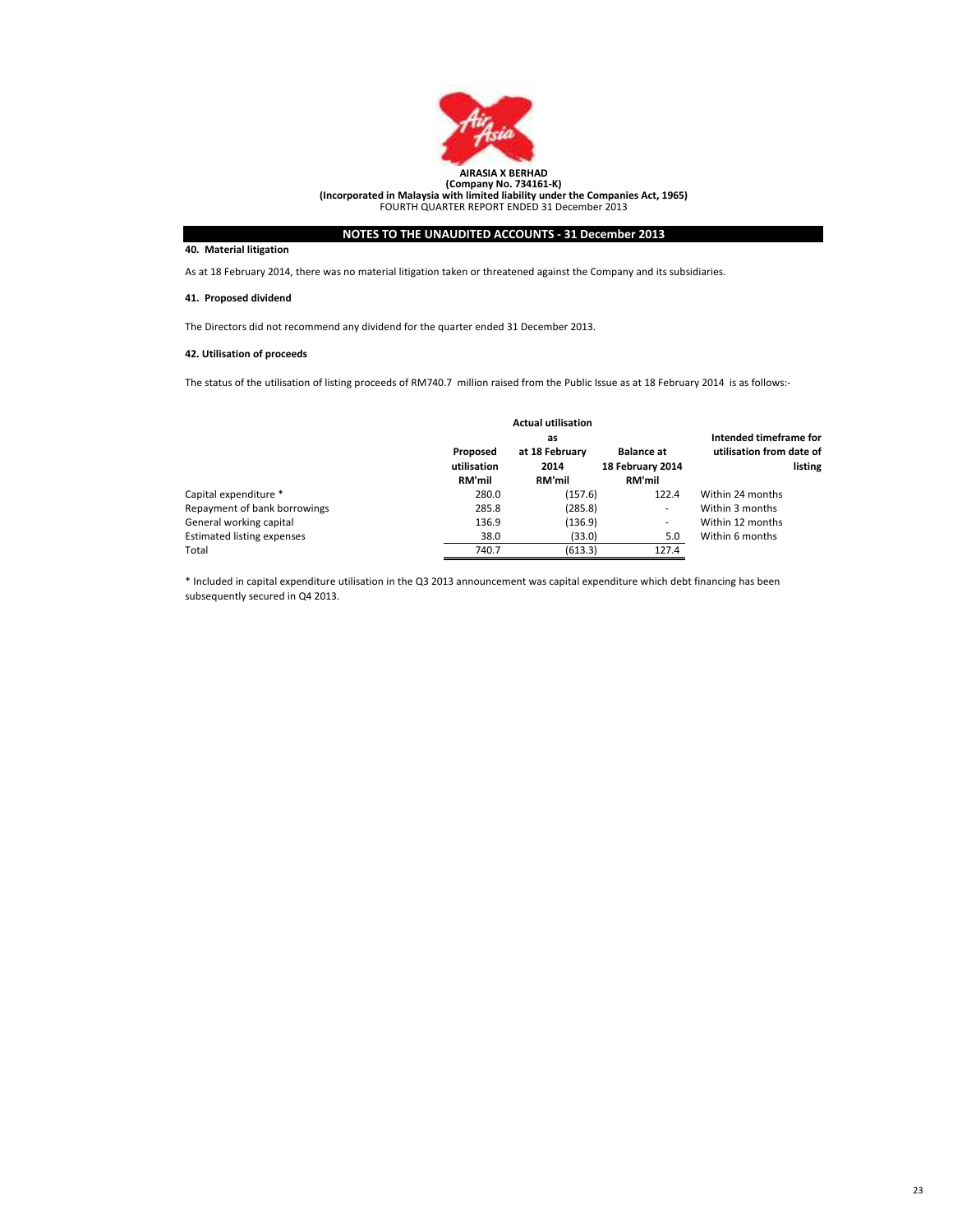**AIRASIA X BERHAD**
**(Company No. 734161-K)**
**(Incorporated in Malaysia with limited liability under the Companies Act, 1965)**
FOURTH QUARTER REPORT ENDED 31 December 2013

## NOTES TO THE UNAUDITED ACCOUNTS - 31 December 2013

### 40. Material litigation

As at 18 February 2014, there was no material litigation taken or threatened against the Company and its subsidiaries.

### 41. Proposed dividend

The Directors did not recommend any dividend for the quarter ended 31 December 2013.

### 42. Utilisation of proceeds

The status of the utilisation of listing proceeds of RM740.7 million raised from the Public Issue as at 18 February 2014 is as follows:-

| | Proposed utilisation RM'mil | Actual utilisation as at 18 February 2014 RM'mil | Balance at 18 February 2014 RM'mil | Intended timeframe for utilisation from date of listing |
|---|---|---|---|---|
| Capital expenditure * | 280.0 | (157.6) | 122.4 | Within 24 months |
| Repayment of bank borrowings | 285.8 | (285.8) | - | Within 3 months |
| General working capital | 136.9 | (136.9) | - | Within 12 months |
| Estimated listing expenses | 38.0 | (33.0) | 5.0 | Within 6 months |
| Total | 740.7 | (613.3) | 127.4 | |

* Included in capital expenditure utilisation in the Q3 2013 announcement was capital expenditure which debt financing has been subsequently secured in Q4 2013.